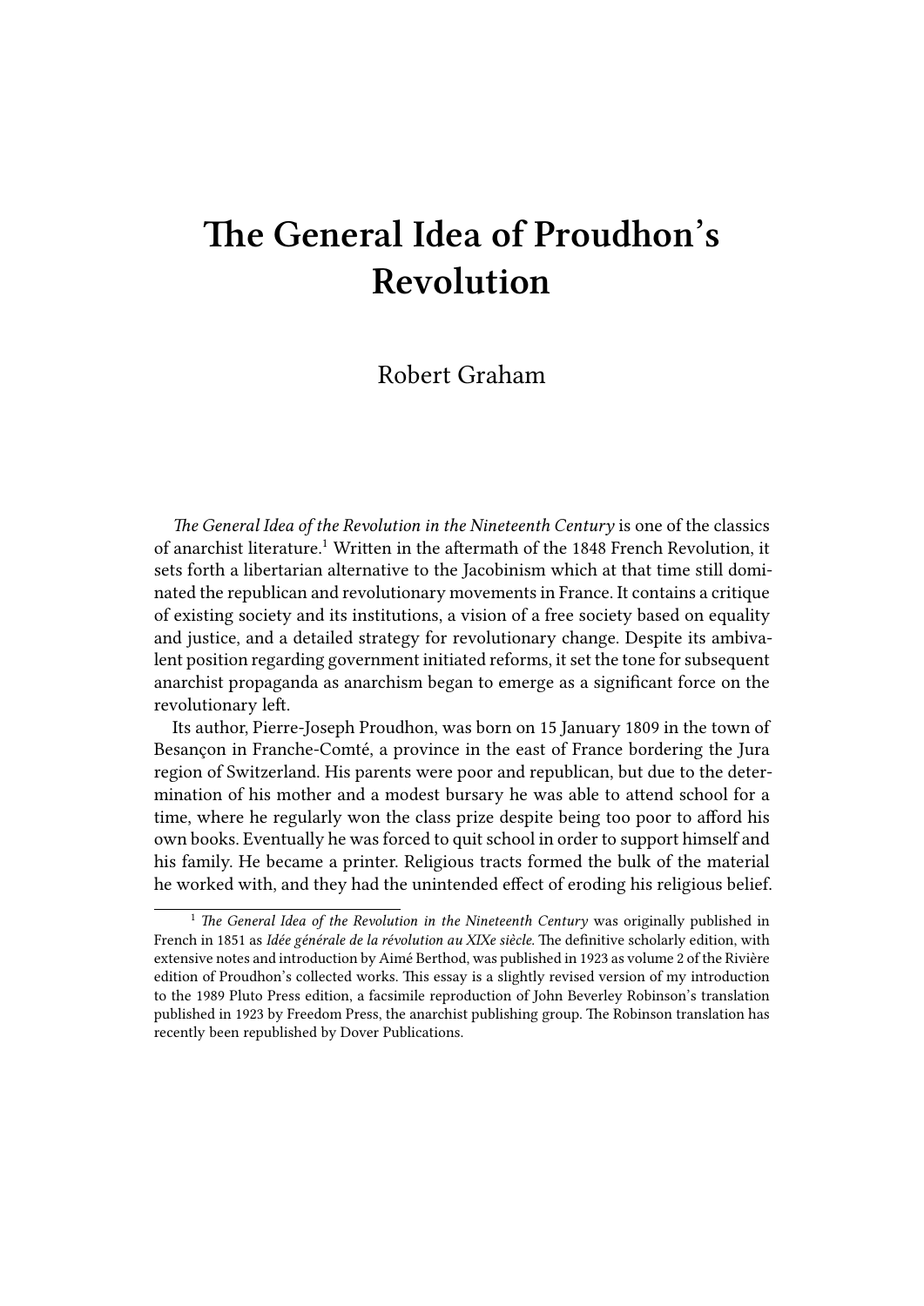# The General Idea of Proudhon's Revolution

Robert Graham

*The General Idea of the Revolution in the Nineteenth Century* is one of the classics of anarchist literature.[1] Written in the aftermath of the 1848 French Revolution, it sets forth a libertarian alternative to the Jacobinism which at that time still dominated the republican and revolutionary movements in France. It contains a critique of existing society and its institutions, a vision of a free society based on equality and justice, and a detailed strategy for revolutionary change. Despite its ambivalent position regarding government initiated reforms, it set the tone for subsequent anarchist propaganda as anarchism began to emerge as a significant force on the revolutionary left.

Its author, Pierre-Joseph Proudhon, was born on 15 January 1809 in the town of Besançon in Franche-Comté, a province in the east of France bordering the Jura region of Switzerland. His parents were poor and republican, but due to the determination of his mother and a modest bursary he was able to attend school for a time, where he regularly won the class prize despite being too poor to afford his own books. Eventually he was forced to quit school in order to support himself and his family. He became a printer. Religious tracts formed the bulk of the material he worked with, and they had the unintended effect of eroding his religious belief.

[1] *The General Idea of the Revolution in the Nineteenth Century* was originally published in French in 1851 as *Idée générale de la révolution au XIXe siècle.* The definitive scholarly edition, with extensive notes and introduction by Aimé Berthod, was published in 1923 as volume 2 of the Rivière edition of Proudhon's collected works. This essay is a slightly revised version of my introduction to the 1989 Pluto Press edition, a facsimile reproduction of John Beverley Robinson's translation published in 1923 by Freedom Press, the anarchist publishing group. The Robinson translation has recently been republished by Dover Publications.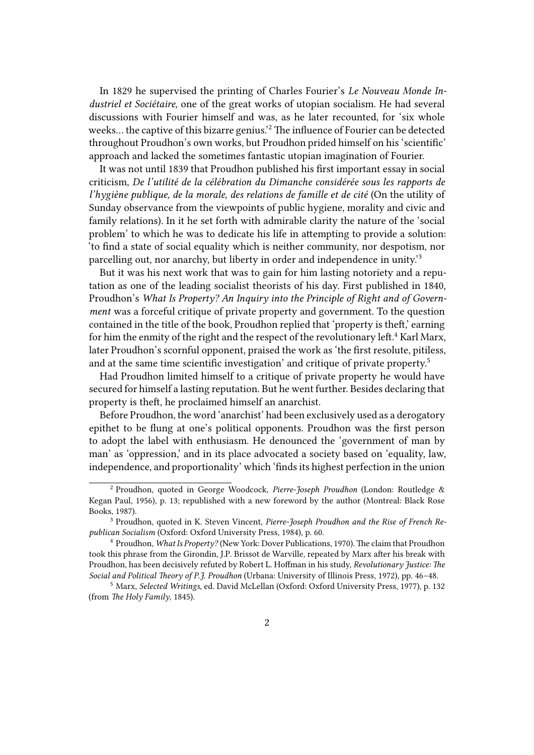In 1829 he supervised the printing of Charles Fourier's *Le Nouveau Monde Industriel et Sociétaire*, one of the great works of utopian socialism. He had several discussions with Fourier himself and was, as he later recounted, for 'six whole weeks… the captive of this bizarre genius.'[2] The influence of Fourier can be detected throughout Proudhon's own works, but Proudhon prided himself on his 'scientific' approach and lacked the sometimes fantastic utopian imagination of Fourier.

It was not until 1839 that Proudhon published his first important essay in social criticism, *De l'utilité de la célébration du Dimanche considérée sous les rapports de l'hygiène publique, de la morale, des relations de famille et de cité* (On the utility of Sunday observance from the viewpoints of public hygiene, morality and civic and family relations). In it he set forth with admirable clarity the nature of the 'social problem' to which he was to dedicate his life in attempting to provide a solution: 'to find a state of social equality which is neither community, nor despotism, nor parcelling out, nor anarchy, but liberty in order and independence in unity.'[3]

But it was his next work that was to gain for him lasting notoriety and a reputation as one of the leading socialist theorists of his day. First published in 1840, Proudhon's *What Is Property? An Inquiry into the Principle of Right and of Government* was a forceful critique of private property and government. To the question contained in the title of the book, Proudhon replied that 'property is theft,' earning for him the enmity of the right and the respect of the revolutionary left.[4] Karl Marx, later Proudhon's scornful opponent, praised the work as 'the first resolute, pitiless, and at the same time scientific investigation' and critique of private property.[5]

Had Proudhon limited himself to a critique of private property he would have secured for himself a lasting reputation. But he went further. Besides declaring that property is theft, he proclaimed himself an anarchist.

Before Proudhon, the word 'anarchist' had been exclusively used as a derogatory epithet to be flung at one's political opponents. Proudhon was the first person to adopt the label with enthusiasm. He denounced the 'government of man by man' as 'oppression,' and in its place advocated a society based on 'equality, law, independence, and proportionality' which 'finds its highest perfection in the union

---

[2] Proudhon, quoted in George Woodcock, *Pierre-Joseph Proudhon* (London: Routledge & Kegan Paul, 1956), p. 13; republished with a new foreword by the author (Montreal: Black Rose Books, 1987).

[3] Proudhon, quoted in K. Steven Vincent, *Pierre-Joseph Proudhon and the Rise of French Republican Socialism* (Oxford: Oxford University Press, 1984), p. 60.

[4] Proudhon, *What Is Property?* (New York: Dover Publications, 1970). The claim that Proudhon took this phrase from the Girondin, J.P. Brissot de Warville, repeated by Marx after his break with Proudhon, has been decisively refuted by Robert L. Hoffman in his study, *Revolutionary Justice: The Social and Political Theory of P.J. Proudhon* (Urbana: University of Illinois Press, 1972), pp. 46–48.

[5] Marx, *Selected Writings*, ed. David McLellan (Oxford: Oxford University Press, 1977), p. 132 (from *The Holy Family*, 1845).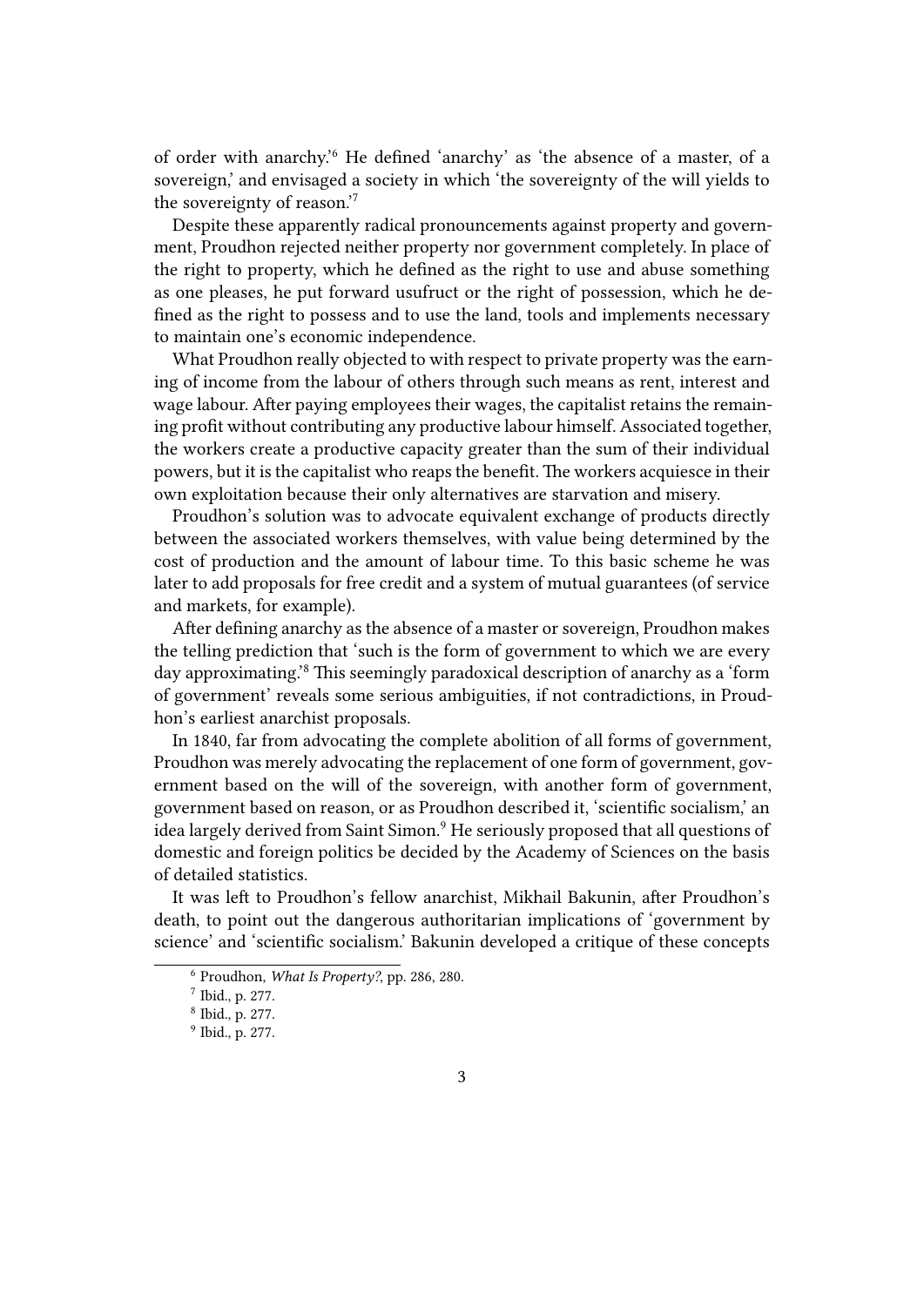of order with anarchy.'[6] He defined 'anarchy' as 'the absence of a master, of a sovereign,' and envisaged a society in which 'the sovereignty of the will yields to the sovereignty of reason.'[7]

Despite these apparently radical pronouncements against property and government, Proudhon rejected neither property nor government completely. In place of the right to property, which he defined as the right to use and abuse something as one pleases, he put forward usufruct or the right of possession, which he defined as the right to possess and to use the land, tools and implements necessary to maintain one's economic independence.

What Proudhon really objected to with respect to private property was the earning of income from the labour of others through such means as rent, interest and wage labour. After paying employees their wages, the capitalist retains the remaining profit without contributing any productive labour himself. Associated together, the workers create a productive capacity greater than the sum of their individual powers, but it is the capitalist who reaps the benefit. The workers acquiesce in their own exploitation because their only alternatives are starvation and misery.

Proudhon's solution was to advocate equivalent exchange of products directly between the associated workers themselves, with value being determined by the cost of production and the amount of labour time. To this basic scheme he was later to add proposals for free credit and a system of mutual guarantees (of service and markets, for example).

After defining anarchy as the absence of a master or sovereign, Proudhon makes the telling prediction that 'such is the form of government to which we are every day approximating.'[8] This seemingly paradoxical description of anarchy as a 'form of government' reveals some serious ambiguities, if not contradictions, in Proudhon's earliest anarchist proposals.

In 1840, far from advocating the complete abolition of all forms of government, Proudhon was merely advocating the replacement of one form of government, government based on the will of the sovereign, with another form of government, government based on reason, or as Proudhon described it, 'scientific socialism,' an idea largely derived from Saint Simon.[9] He seriously proposed that all questions of domestic and foreign politics be decided by the Academy of Sciences on the basis of detailed statistics.

It was left to Proudhon's fellow anarchist, Mikhail Bakunin, after Proudhon's death, to point out the dangerous authoritarian implications of 'government by science' and 'scientific socialism.' Bakunin developed a critique of these concepts

---

[6] Proudhon, *What Is Property?*, pp. 286, 280.

[7] Ibid., p. 277.

[8] Ibid., p. 277.

[9] Ibid., p. 277.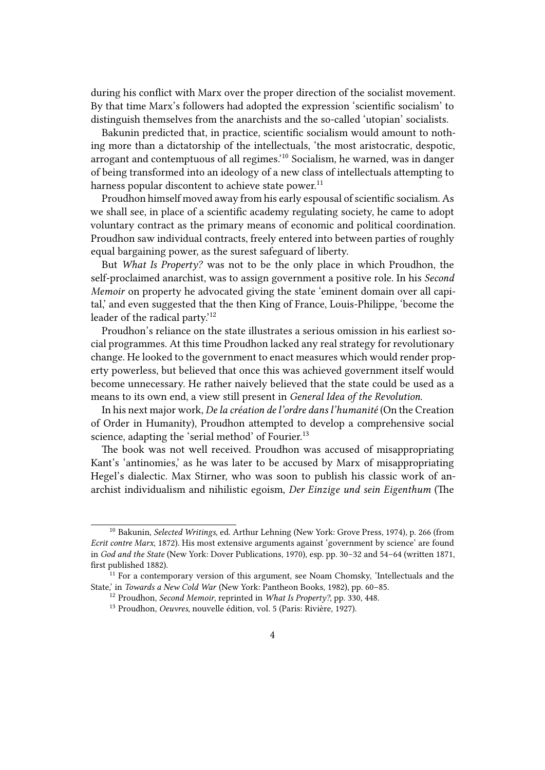during his conflict with Marx over the proper direction of the socialist movement. By that time Marx's followers had adopted the expression 'scientific socialism' to distinguish themselves from the anarchists and the so-called 'utopian' socialists.

Bakunin predicted that, in practice, scientific socialism would amount to nothing more than a dictatorship of the intellectuals, 'the most aristocratic, despotic, arrogant and contemptuous of all regimes.'[10] Socialism, he warned, was in danger of being transformed into an ideology of a new class of intellectuals attempting to harness popular discontent to achieve state power.[11]

Proudhon himself moved away from his early espousal of scientific socialism. As we shall see, in place of a scientific academy regulating society, he came to adopt voluntary contract as the primary means of economic and political coordination. Proudhon saw individual contracts, freely entered into between parties of roughly equal bargaining power, as the surest safeguard of liberty.

But *What Is Property?* was not to be the only place in which Proudhon, the self-proclaimed anarchist, was to assign government a positive role. In his *Second Memoir* on property he advocated giving the state 'eminent domain over all capital,' and even suggested that the then King of France, Louis-Philippe, 'become the leader of the radical party.'[12]

Proudhon's reliance on the state illustrates a serious omission in his earliest social programmes. At this time Proudhon lacked any real strategy for revolutionary change. He looked to the government to enact measures which would render property powerless, but believed that once this was achieved government itself would become unnecessary. He rather naively believed that the state could be used as a means to its own end, a view still present in *General Idea of the Revolution*.

In his next major work, *De la création de l'ordre dans l'humanité* (On the Creation of Order in Humanity), Proudhon attempted to develop a comprehensive social science, adapting the 'serial method' of Fourier.[13]

The book was not well received. Proudhon was accused of misappropriating Kant's 'antinomies,' as he was later to be accused by Marx of misappropriating Hegel's dialectic. Max Stirner, who was soon to publish his classic work of anarchist individualism and nihilistic egoism, *Der Einzige und sein Eigenthum* (The

---

[10] Bakunin, *Selected Writings*, ed. Arthur Lehning (New York: Grove Press, 1974), p. 266 (from *Ecrit contre Marx*, 1872). His most extensive arguments against 'government by science' are found in *God and the State* (New York: Dover Publications, 1970), esp. pp. 30–32 and 54–64 (written 1871, first published 1882).

[11] For a contemporary version of this argument, see Noam Chomsky, 'Intellectuals and the State,' in *Towards a New Cold War* (New York: Pantheon Books, 1982), pp. 60–85.

[12] Proudhon, *Second Memoir*, reprinted in *What Is Property?*, pp. 330, 448.

[13] Proudhon, *Oeuvres*, nouvelle édition, vol. 5 (Paris: Rivière, 1927).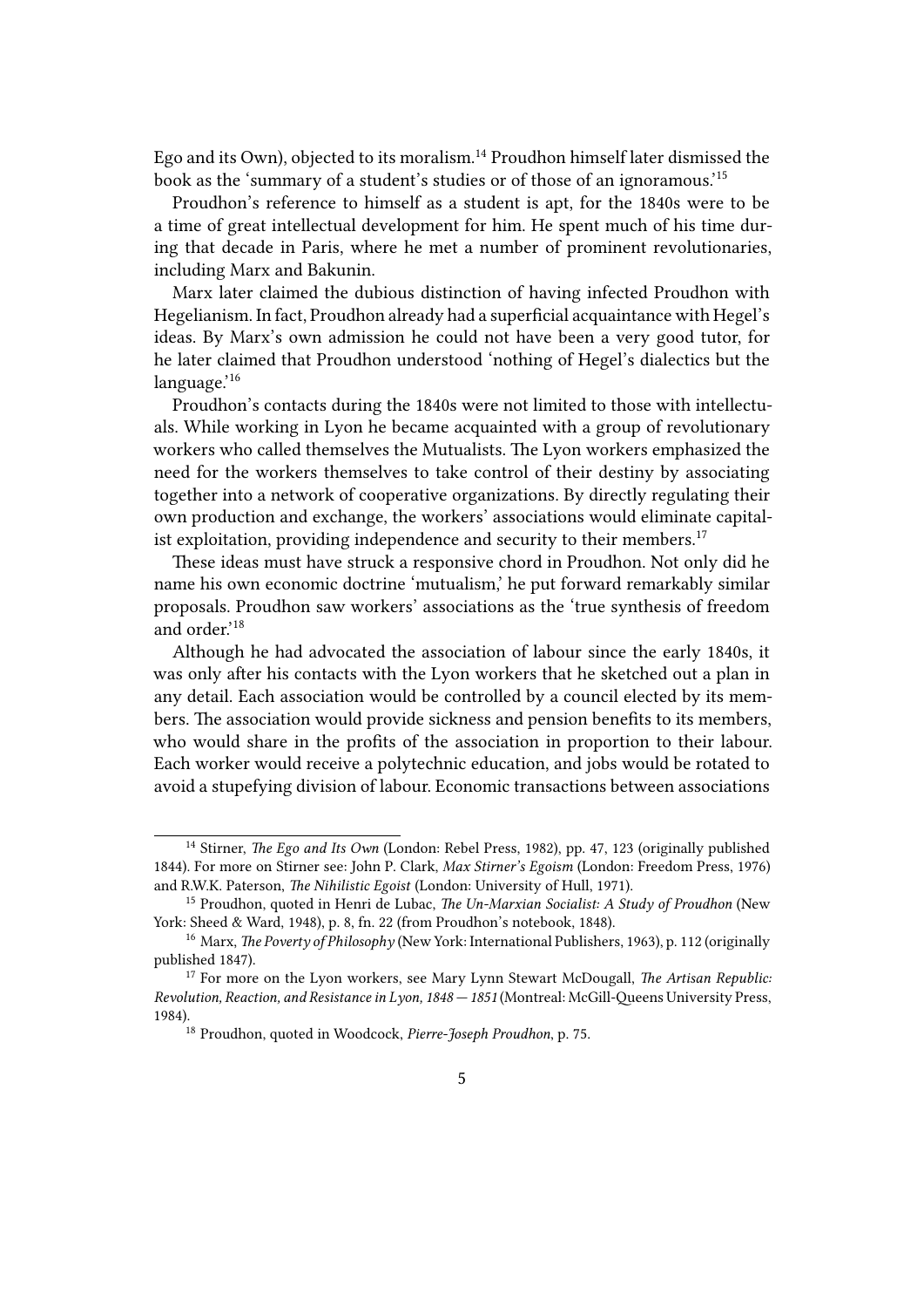Ego and its Own), objected to its moralism.[14] Proudhon himself later dismissed the book as the 'summary of a student's studies or of those of an ignoramous.'[15]

Proudhon's reference to himself as a student is apt, for the 1840s were to be a time of great intellectual development for him. He spent much of his time during that decade in Paris, where he met a number of prominent revolutionaries, including Marx and Bakunin.

Marx later claimed the dubious distinction of having infected Proudhon with Hegelianism. In fact, Proudhon already had a superficial acquaintance with Hegel's ideas. By Marx's own admission he could not have been a very good tutor, for he later claimed that Proudhon understood 'nothing of Hegel's dialectics but the language.'[16]

Proudhon's contacts during the 1840s were not limited to those with intellectuals. While working in Lyon he became acquainted with a group of revolutionary workers who called themselves the Mutualists. The Lyon workers emphasized the need for the workers themselves to take control of their destiny by associating together into a network of cooperative organizations. By directly regulating their own production and exchange, the workers' associations would eliminate capitalist exploitation, providing independence and security to their members.[17]

These ideas must have struck a responsive chord in Proudhon. Not only did he name his own economic doctrine 'mutualism,' he put forward remarkably similar proposals. Proudhon saw workers' associations as the 'true synthesis of freedom and order.'[18]

Although he had advocated the association of labour since the early 1840s, it was only after his contacts with the Lyon workers that he sketched out a plan in any detail. Each association would be controlled by a council elected by its members. The association would provide sickness and pension benefits to its members, who would share in the profits of the association in proportion to their labour. Each worker would receive a polytechnic education, and jobs would be rotated to avoid a stupefying division of labour. Economic transactions between associations

---

[14] Stirner, *The Ego and Its Own* (London: Rebel Press, 1982), pp. 47, 123 (originally published 1844). For more on Stirner see: John P. Clark, *Max Stirner's Egoism* (London: Freedom Press, 1976) and R.W.K. Paterson, *The Nihilistic Egoist* (London: University of Hull, 1971).

[15] Proudhon, quoted in Henri de Lubac, *The Un-Marxian Socialist: A Study of Proudhon* (New York: Sheed & Ward, 1948), p. 8, fn. 22 (from Proudhon's notebook, 1848).

[16] Marx, *The Poverty of Philosophy* (New York: International Publishers, 1963), p. 112 (originally published 1847).

[17] For more on the Lyon workers, see Mary Lynn Stewart McDougall, *The Artisan Republic: Revolution, Reaction, and Resistance in Lyon, 1848 — 1851* (Montreal: McGill-Queens University Press, 1984).

[18] Proudhon, quoted in Woodcock, *Pierre-Joseph Proudhon*, p. 75.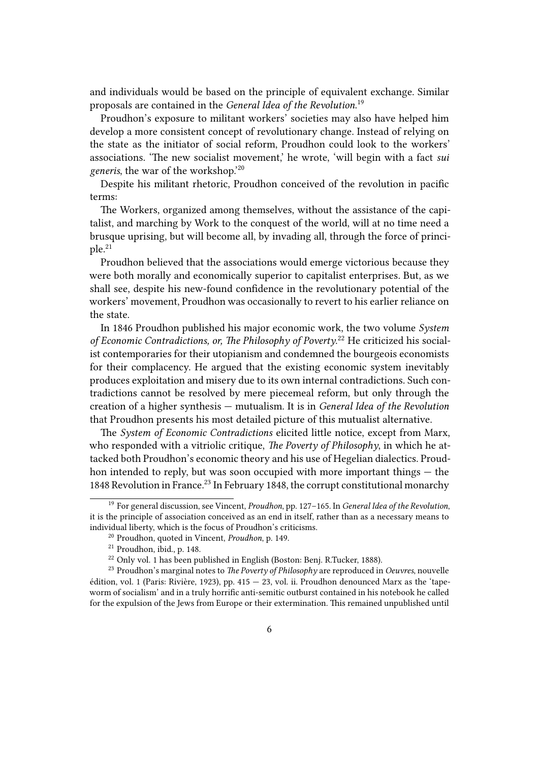and individuals would be based on the principle of equivalent exchange. Similar proposals are contained in the *General Idea of the Revolution.*[19]

Proudhon's exposure to militant workers' societies may also have helped him develop a more consistent concept of revolutionary change. Instead of relying on the state as the initiator of social reform, Proudhon could look to the workers' associations. 'The new socialist movement,' he wrote, 'will begin with a fact *sui generis*, the war of the workshop.'[20]

Despite his militant rhetoric, Proudhon conceived of the revolution in pacific terms:

The Workers, organized among themselves, without the assistance of the capitalist, and marching by Work to the conquest of the world, will at no time need a brusque uprising, but will become all, by invading all, through the force of principle.[21]

Proudhon believed that the associations would emerge victorious because they were both morally and economically superior to capitalist enterprises. But, as we shall see, despite his new-found confidence in the revolutionary potential of the workers' movement, Proudhon was occasionally to revert to his earlier reliance on the state.

In 1846 Proudhon published his major economic work, the two volume *System of Economic Contradictions, or, The Philosophy of Poverty.*[22] He criticized his socialist contemporaries for their utopianism and condemned the bourgeois economists for their complacency. He argued that the existing economic system inevitably produces exploitation and misery due to its own internal contradictions. Such contradictions cannot be resolved by mere piecemeal reform, but only through the creation of a higher synthesis — mutualism. It is in *General Idea of the Revolution* that Proudhon presents his most detailed picture of this mutualist alternative.

The *System of Economic Contradictions* elicited little notice, except from Marx, who responded with a vitriolic critique, *The Poverty of Philosophy*, in which he attacked both Proudhon's economic theory and his use of Hegelian dialectics. Proudhon intended to reply, but was soon occupied with more important things — the 1848 Revolution in France.[23] In February 1848, the corrupt constitutional monarchy

---

[19] For general discussion, see Vincent, *Proudhon*, pp. 127–165. In *General Idea of the Revolution*, it is the principle of association conceived as an end in itself, rather than as a necessary means to individual liberty, which is the focus of Proudhon's criticisms.

[20] Proudhon, quoted in Vincent, *Proudhon*, p. 149.

[21] Proudhon, ibid., p. 148.

[22] Only vol. 1 has been published in English (Boston: Benj. R.Tucker, 1888).

[23] Proudhon's marginal notes to *The Poverty of Philosophy* are reproduced in *Oeuvres*, nouvelle édition, vol. 1 (Paris: Rivière, 1923), pp. 415 — 23, vol. ii. Proudhon denounced Marx as the 'tapeworm of socialism' and in a truly horrific anti-semitic outburst contained in his notebook he called for the expulsion of the Jews from Europe or their extermination. This remained unpublished until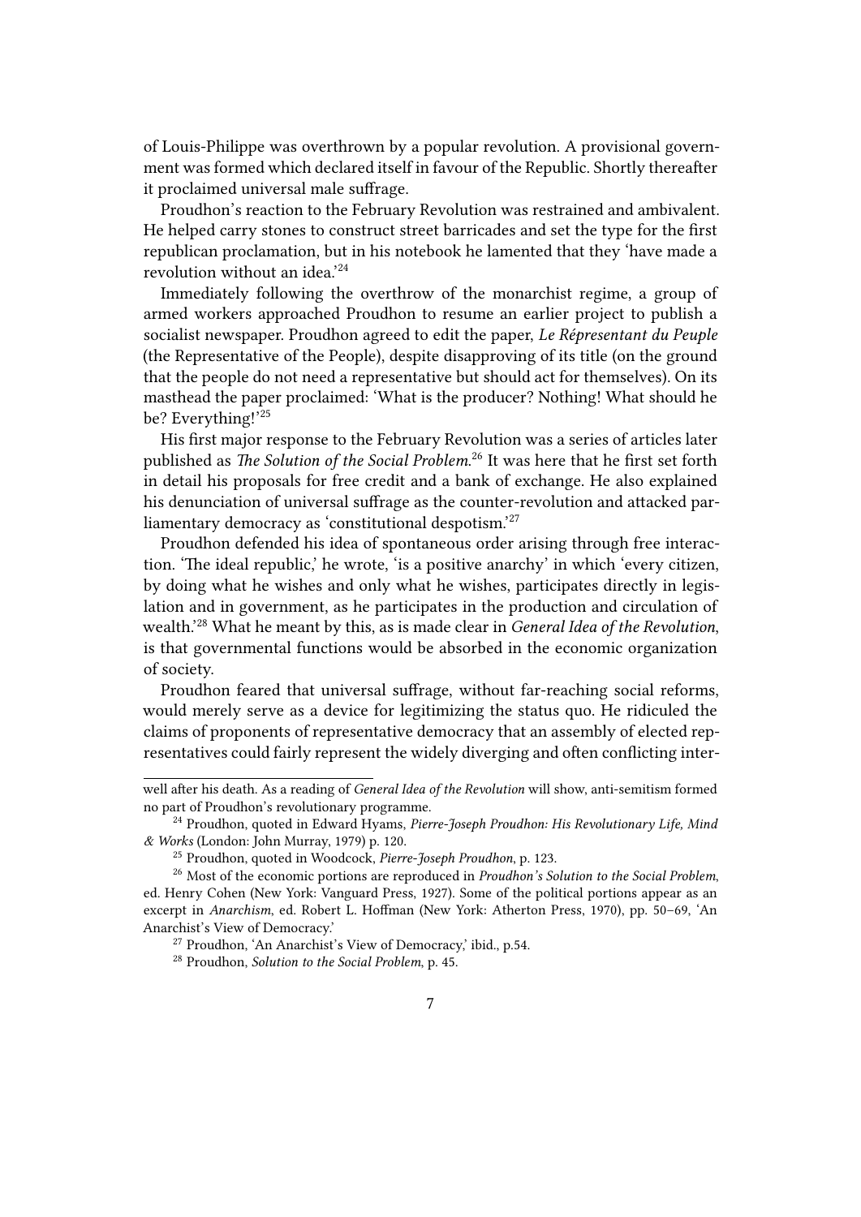of Louis-Philippe was overthrown by a popular revolution. A provisional government was formed which declared itself in favour of the Republic. Shortly thereafter it proclaimed universal male suffrage.

Proudhon's reaction to the February Revolution was restrained and ambivalent. He helped carry stones to construct street barricades and set the type for the first republican proclamation, but in his notebook he lamented that they 'have made a revolution without an idea.'[24]

Immediately following the overthrow of the monarchist regime, a group of armed workers approached Proudhon to resume an earlier project to publish a socialist newspaper. Proudhon agreed to edit the paper, *Le Répresentant du Peuple* (the Representative of the People), despite disapproving of its title (on the ground that the people do not need a representative but should act for themselves). On its masthead the paper proclaimed: 'What is the producer? Nothing! What should he be? Everything!'[25]

His first major response to the February Revolution was a series of articles later published as *The Solution of the Social Problem*.[26] It was here that he first set forth in detail his proposals for free credit and a bank of exchange. He also explained his denunciation of universal suffrage as the counter-revolution and attacked parliamentary democracy as 'constitutional despotism.'[27]

Proudhon defended his idea of spontaneous order arising through free interaction. 'The ideal republic,' he wrote, 'is a positive anarchy' in which 'every citizen, by doing what he wishes and only what he wishes, participates directly in legislation and in government, as he participates in the production and circulation of wealth.'[28] What he meant by this, as is made clear in *General Idea of the Revolution*, is that governmental functions would be absorbed in the economic organization of society.

Proudhon feared that universal suffrage, without far-reaching social reforms, would merely serve as a device for legitimizing the status quo. He ridiculed the claims of proponents of representative democracy that an assembly of elected representatives could fairly represent the widely diverging and often conflicting inter-

---

well after his death. As a reading of *General Idea of the Revolution* will show, anti-semitism formed no part of Proudhon's revolutionary programme.

[24] Proudhon, quoted in Edward Hyams, *Pierre-Joseph Proudhon: His Revolutionary Life, Mind & Works* (London: John Murray, 1979) p. 120.

[25] Proudhon, quoted in Woodcock, *Pierre-Joseph Proudhon*, p. 123.

[26] Most of the economic portions are reproduced in *Proudhon's Solution to the Social Problem*, ed. Henry Cohen (New York: Vanguard Press, 1927). Some of the political portions appear as an excerpt in *Anarchism*, ed. Robert L. Hoffman (New York: Atherton Press, 1970), pp. 50–69, 'An Anarchist's View of Democracy.'

[27] Proudhon, 'An Anarchist's View of Democracy,' ibid., p.54.

[28] Proudhon, *Solution to the Social Problem*, p. 45.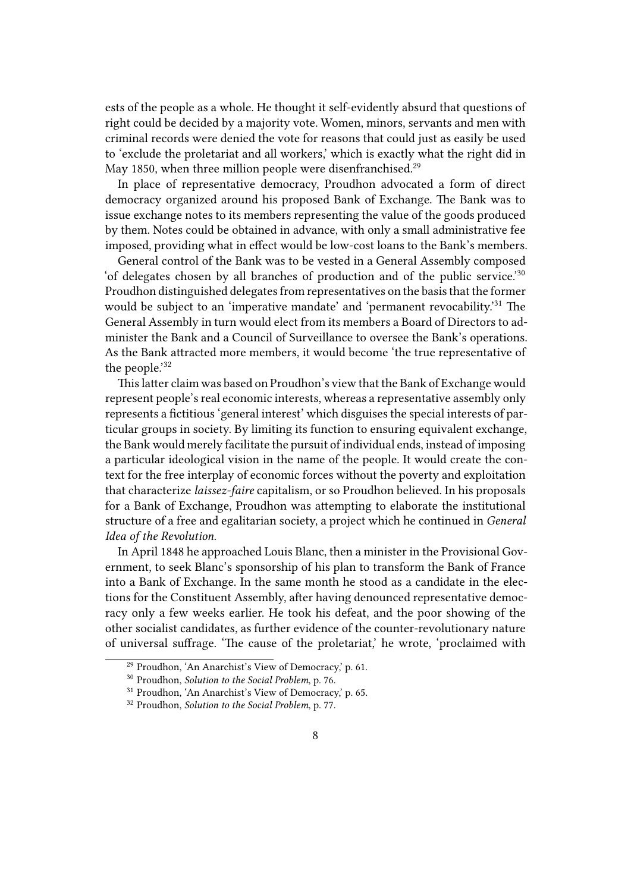ests of the people as a whole. He thought it self-evidently absurd that questions of right could be decided by a majority vote. Women, minors, servants and men with criminal records were denied the vote for reasons that could just as easily be used to 'exclude the proletariat and all workers,' which is exactly what the right did in May 1850, when three million people were disenfranchised.[29]

In place of representative democracy, Proudhon advocated a form of direct democracy organized around his proposed Bank of Exchange. The Bank was to issue exchange notes to its members representing the value of the goods produced by them. Notes could be obtained in advance, with only a small administrative fee imposed, providing what in effect would be low-cost loans to the Bank's members.

General control of the Bank was to be vested in a General Assembly composed 'of delegates chosen by all branches of production and of the public service.'[30] Proudhon distinguished delegates from representatives on the basis that the former would be subject to an 'imperative mandate' and 'permanent revocability.'[31] The General Assembly in turn would elect from its members a Board of Directors to administer the Bank and a Council of Surveillance to oversee the Bank's operations. As the Bank attracted more members, it would become 'the true representative of the people.'[32]

This latter claim was based on Proudhon's view that the Bank of Exchange would represent people's real economic interests, whereas a representative assembly only represents a fictitious 'general interest' which disguises the special interests of particular groups in society. By limiting its function to ensuring equivalent exchange, the Bank would merely facilitate the pursuit of individual ends, instead of imposing a particular ideological vision in the name of the people. It would create the context for the free interplay of economic forces without the poverty and exploitation that characterize *laissez-faire* capitalism, or so Proudhon believed. In his proposals for a Bank of Exchange, Proudhon was attempting to elaborate the institutional structure of a free and egalitarian society, a project which he continued in *General Idea of the Revolution.*

In April 1848 he approached Louis Blanc, then a minister in the Provisional Government, to seek Blanc's sponsorship of his plan to transform the Bank of France into a Bank of Exchange. In the same month he stood as a candidate in the elections for the Constituent Assembly, after having denounced representative democracy only a few weeks earlier. He took his defeat, and the poor showing of the other socialist candidates, as further evidence of the counter-revolutionary nature of universal suffrage. 'The cause of the proletariat,' he wrote, 'proclaimed with

---

[29] Proudhon, 'An Anarchist's View of Democracy,' p. 61.

[30] Proudhon, *Solution to the Social Problem*, p. 76.

[31] Proudhon, 'An Anarchist's View of Democracy,' p. 65.

[32] Proudhon, *Solution to the Social Problem*, p. 77.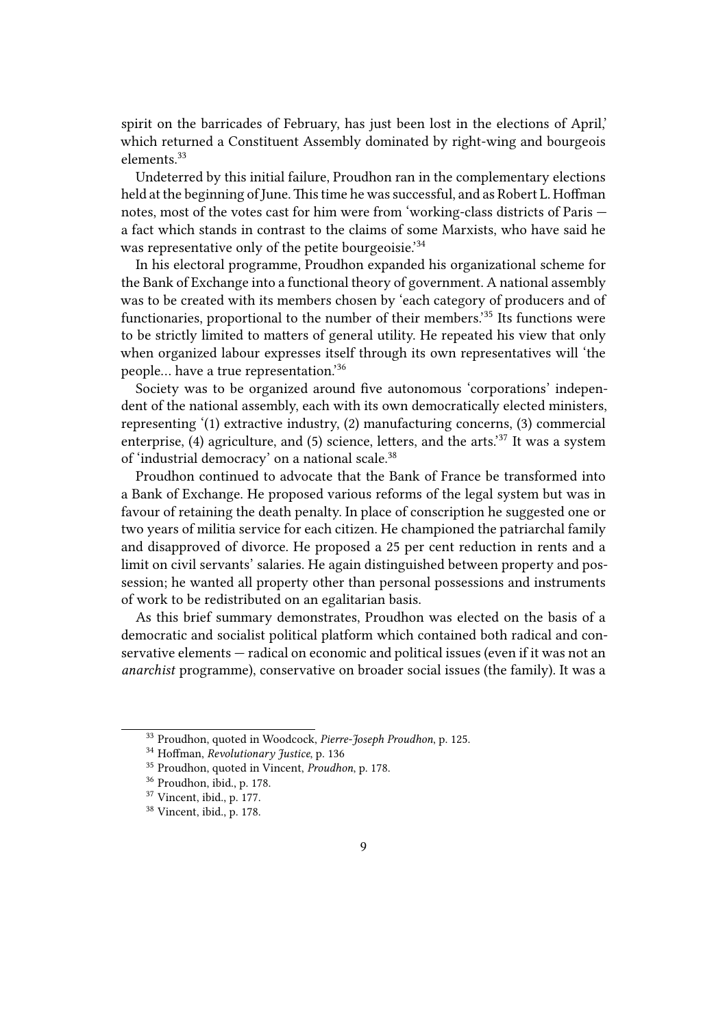spirit on the barricades of February, has just been lost in the elections of April,' which returned a Constituent Assembly dominated by right-wing and bourgeois elements.[33]

Undeterred by this initial failure, Proudhon ran in the complementary elections held at the beginning of June. This time he was successful, and as Robert L. Hoffman notes, most of the votes cast for him were from 'working-class districts of Paris — a fact which stands in contrast to the claims of some Marxists, who have said he was representative only of the petite bourgeoisie.'[34]

In his electoral programme, Proudhon expanded his organizational scheme for the Bank of Exchange into a functional theory of government. A national assembly was to be created with its members chosen by 'each category of producers and of functionaries, proportional to the number of their members.'[35] Its functions were to be strictly limited to matters of general utility. He repeated his view that only when organized labour expresses itself through its own representatives will 'the people… have a true representation.'[36]

Society was to be organized around five autonomous 'corporations' independent of the national assembly, each with its own democratically elected ministers, representing '(1) extractive industry, (2) manufacturing concerns, (3) commercial enterprise, (4) agriculture, and (5) science, letters, and the arts.'[37] It was a system of 'industrial democracy' on a national scale.[38]

Proudhon continued to advocate that the Bank of France be transformed into a Bank of Exchange. He proposed various reforms of the legal system but was in favour of retaining the death penalty. In place of conscription he suggested one or two years of militia service for each citizen. He championed the patriarchal family and disapproved of divorce. He proposed a 25 per cent reduction in rents and a limit on civil servants' salaries. He again distinguished between property and possession; he wanted all property other than personal possessions and instruments of work to be redistributed on an egalitarian basis.

As this brief summary demonstrates, Proudhon was elected on the basis of a democratic and socialist political platform which contained both radical and conservative elements — radical on economic and political issues (even if it was not an *anarchist* programme), conservative on broader social issues (the family). It was a

---

[33] Proudhon, quoted in Woodcock, *Pierre-Joseph Proudhon*, p. 125.

[34] Hoffman, *Revolutionary Justice*, p. 136

[35] Proudhon, quoted in Vincent, *Proudhon*, p. 178.

[36] Proudhon, ibid., p. 178.

[37] Vincent, ibid., p. 177.

[38] Vincent, ibid., p. 178.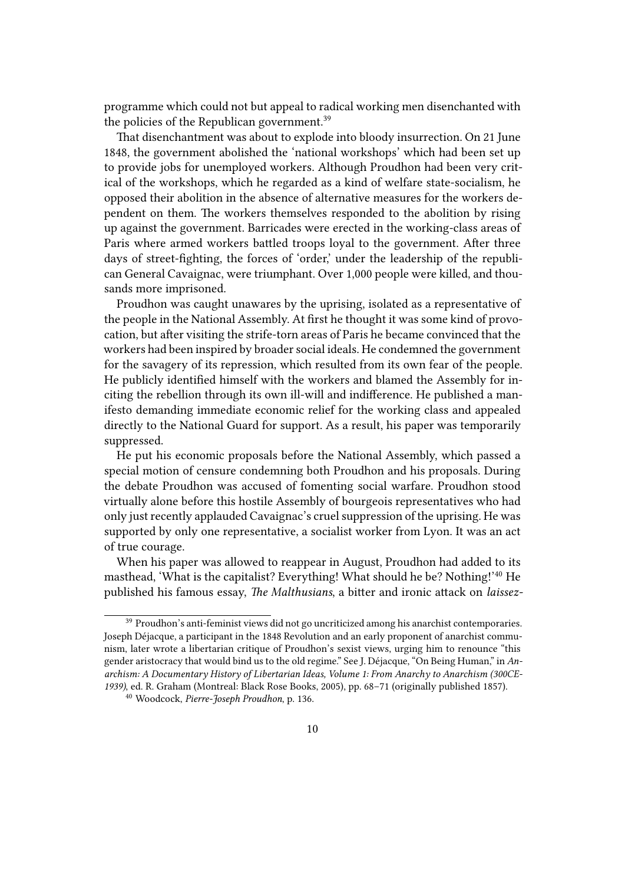programme which could not but appeal to radical working men disenchanted with the policies of the Republican government.[39]

That disenchantment was about to explode into bloody insurrection. On 21 June 1848, the government abolished the 'national workshops' which had been set up to provide jobs for unemployed workers. Although Proudhon had been very critical of the workshops, which he regarded as a kind of welfare state-socialism, he opposed their abolition in the absence of alternative measures for the workers dependent on them. The workers themselves responded to the abolition by rising up against the government. Barricades were erected in the working-class areas of Paris where armed workers battled troops loyal to the government. After three days of street-fighting, the forces of 'order,' under the leadership of the republican General Cavaignac, were triumphant. Over 1,000 people were killed, and thousands more imprisoned.

Proudhon was caught unawares by the uprising, isolated as a representative of the people in the National Assembly. At first he thought it was some kind of provocation, but after visiting the strife-torn areas of Paris he became convinced that the workers had been inspired by broader social ideals. He condemned the government for the savagery of its repression, which resulted from its own fear of the people. He publicly identified himself with the workers and blamed the Assembly for inciting the rebellion through its own ill-will and indifference. He published a manifesto demanding immediate economic relief for the working class and appealed directly to the National Guard for support. As a result, his paper was temporarily suppressed.

He put his economic proposals before the National Assembly, which passed a special motion of censure condemning both Proudhon and his proposals. During the debate Proudhon was accused of fomenting social warfare. Proudhon stood virtually alone before this hostile Assembly of bourgeois representatives who had only just recently applauded Cavaignac's cruel suppression of the uprising. He was supported by only one representative, a socialist worker from Lyon. It was an act of true courage.

When his paper was allowed to reappear in August, Proudhon had added to its masthead, 'What is the capitalist? Everything! What should he be? Nothing!'[40] He published his famous essay, *The Malthusians*, a bitter and ironic attack on *laissez-*

---

[39] Proudhon's anti-feminist views did not go uncriticized among his anarchist contemporaries. Joseph Déjacque, a participant in the 1848 Revolution and an early proponent of anarchist communism, later wrote a libertarian critique of Proudhon's sexist views, urging him to renounce "this gender aristocracy that would bind us to the old regime." See J. Déjacque, "On Being Human," in *Anarchism: A Documentary History of Libertarian Ideas, Volume 1: From Anarchy to Anarchism (300CE-1939)*, ed. R. Graham (Montreal: Black Rose Books, 2005), pp. 68–71 (originally published 1857).

[40] Woodcock, *Pierre-Joseph Proudhon*, p. 136.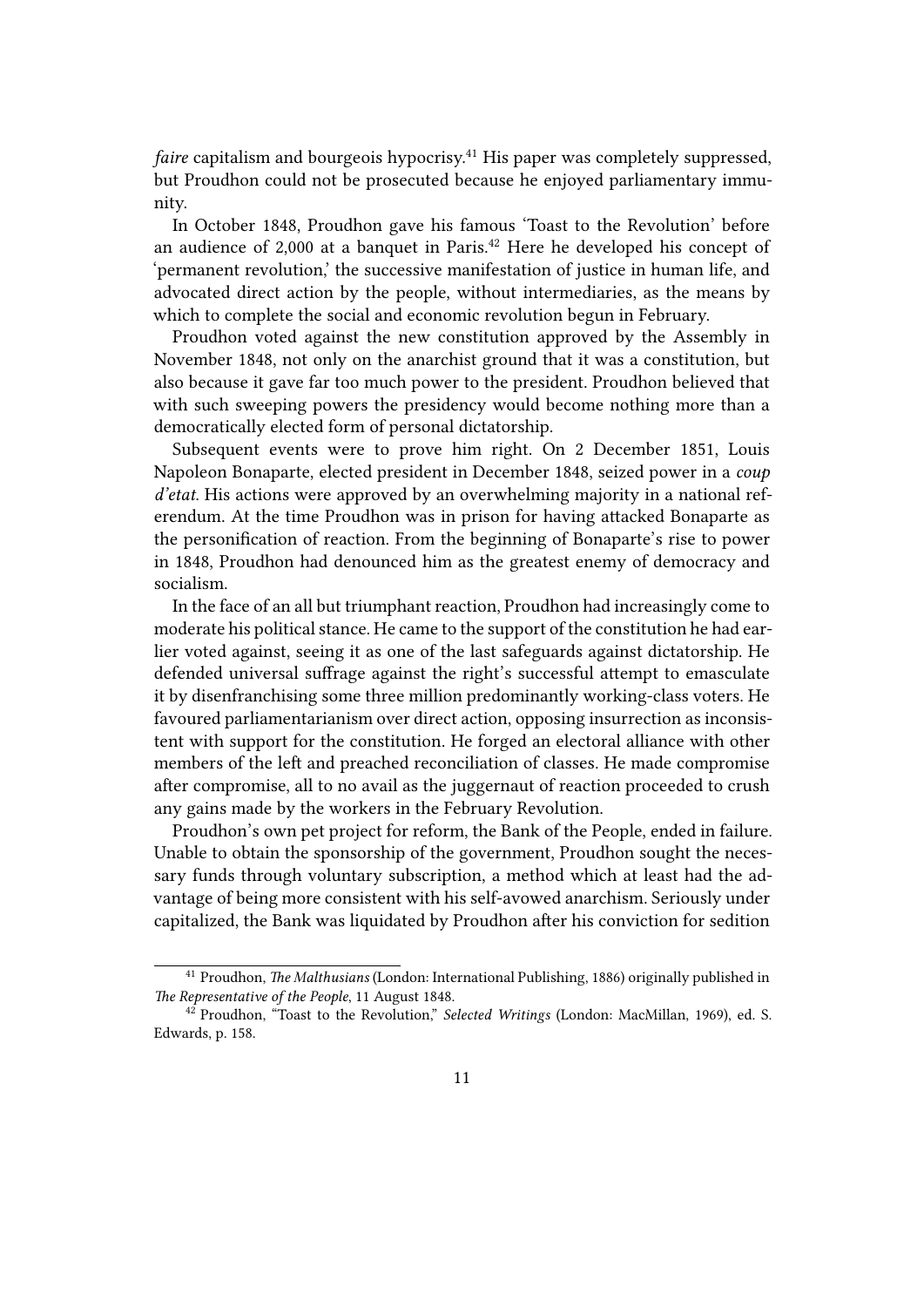*faire* capitalism and bourgeois hypocrisy.[41] His paper was completely suppressed, but Proudhon could not be prosecuted because he enjoyed parliamentary immunity.

In October 1848, Proudhon gave his famous 'Toast to the Revolution' before an audience of 2,000 at a banquet in Paris.[42] Here he developed his concept of 'permanent revolution,' the successive manifestation of justice in human life, and advocated direct action by the people, without intermediaries, as the means by which to complete the social and economic revolution begun in February.

Proudhon voted against the new constitution approved by the Assembly in November 1848, not only on the anarchist ground that it was a constitution, but also because it gave far too much power to the president. Proudhon believed that with such sweeping powers the presidency would become nothing more than a democratically elected form of personal dictatorship.

Subsequent events were to prove him right. On 2 December 1851, Louis Napoleon Bonaparte, elected president in December 1848, seized power in a *coup d'etat*. His actions were approved by an overwhelming majority in a national referendum. At the time Proudhon was in prison for having attacked Bonaparte as the personification of reaction. From the beginning of Bonaparte's rise to power in 1848, Proudhon had denounced him as the greatest enemy of democracy and socialism.

In the face of an all but triumphant reaction, Proudhon had increasingly come to moderate his political stance. He came to the support of the constitution he had earlier voted against, seeing it as one of the last safeguards against dictatorship. He defended universal suffrage against the right's successful attempt to emasculate it by disenfranchising some three million predominantly working-class voters. He favoured parliamentarianism over direct action, opposing insurrection as inconsistent with support for the constitution. He forged an electoral alliance with other members of the left and preached reconciliation of classes. He made compromise after compromise, all to no avail as the juggernaut of reaction proceeded to crush any gains made by the workers in the February Revolution.

Proudhon's own pet project for reform, the Bank of the People, ended in failure. Unable to obtain the sponsorship of the government, Proudhon sought the necessary funds through voluntary subscription, a method which at least had the advantage of being more consistent with his self-avowed anarchism. Seriously under capitalized, the Bank was liquidated by Proudhon after his conviction for sedition

---

[41] Proudhon, *The Malthusians* (London: International Publishing, 1886) originally published in *The Representative of the People*, 11 August 1848.

[42] Proudhon, "Toast to the Revolution," *Selected Writings* (London: MacMillan, 1969), ed. S. Edwards, p. 158.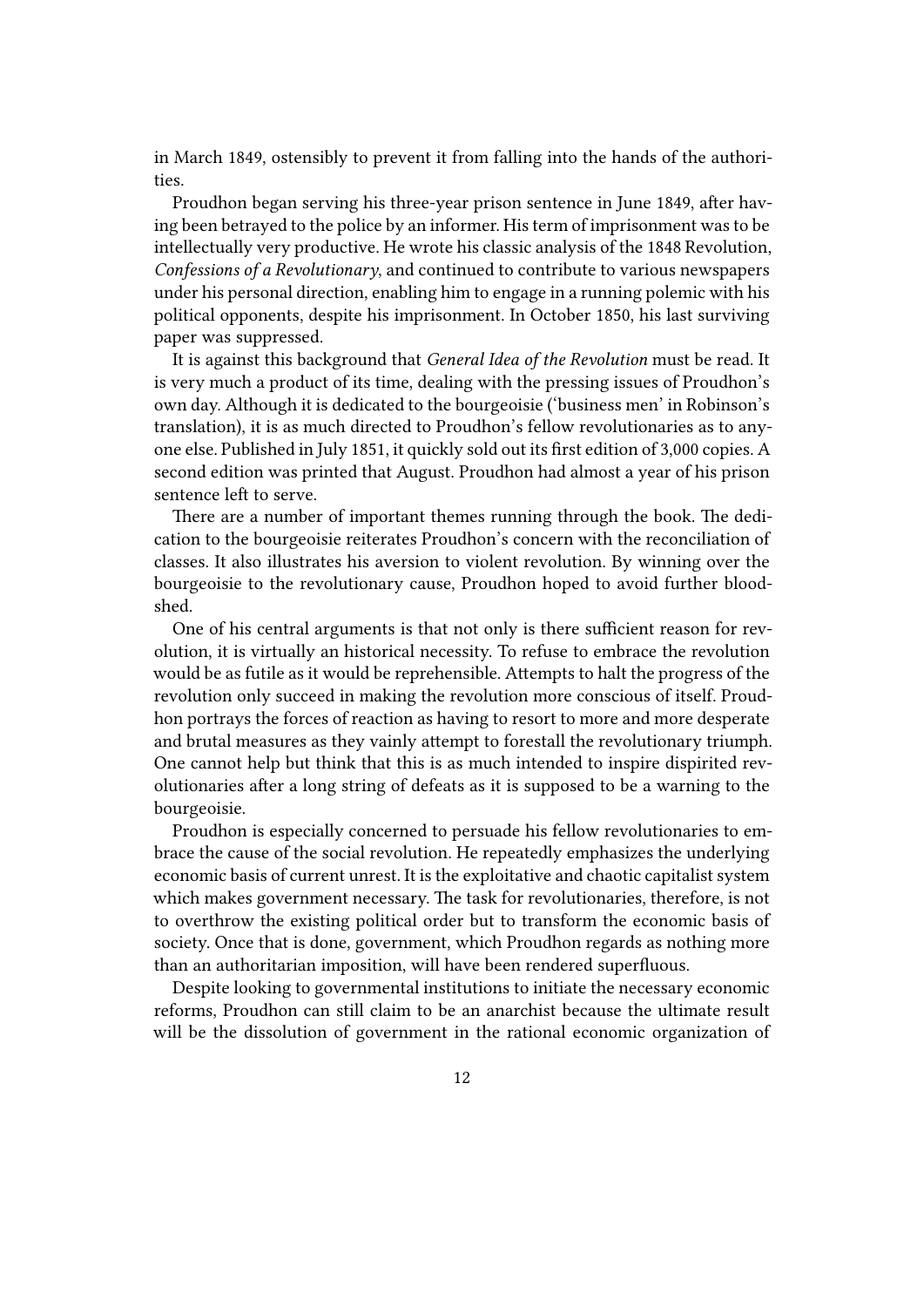in March 1849, ostensibly to prevent it from falling into the hands of the authorities.

Proudhon began serving his three-year prison sentence in June 1849, after having been betrayed to the police by an informer. His term of imprisonment was to be intellectually very productive. He wrote his classic analysis of the 1848 Revolution, *Confessions of a Revolutionary*, and continued to contribute to various newspapers under his personal direction, enabling him to engage in a running polemic with his political opponents, despite his imprisonment. In October 1850, his last surviving paper was suppressed.

It is against this background that *General Idea of the Revolution* must be read. It is very much a product of its time, dealing with the pressing issues of Proudhon's own day. Although it is dedicated to the bourgeoisie ('business men' in Robinson's translation), it is as much directed to Proudhon's fellow revolutionaries as to anyone else. Published in July 1851, it quickly sold out its first edition of 3,000 copies. A second edition was printed that August. Proudhon had almost a year of his prison sentence left to serve.

There are a number of important themes running through the book. The dedication to the bourgeoisie reiterates Proudhon's concern with the reconciliation of classes. It also illustrates his aversion to violent revolution. By winning over the bourgeoisie to the revolutionary cause, Proudhon hoped to avoid further bloodshed.

One of his central arguments is that not only is there sufficient reason for revolution, it is virtually an historical necessity. To refuse to embrace the revolution would be as futile as it would be reprehensible. Attempts to halt the progress of the revolution only succeed in making the revolution more conscious of itself. Proudhon portrays the forces of reaction as having to resort to more and more desperate and brutal measures as they vainly attempt to forestall the revolutionary triumph. One cannot help but think that this is as much intended to inspire dispirited revolutionaries after a long string of defeats as it is supposed to be a warning to the bourgeoisie.

Proudhon is especially concerned to persuade his fellow revolutionaries to embrace the cause of the social revolution. He repeatedly emphasizes the underlying economic basis of current unrest. It is the exploitative and chaotic capitalist system which makes government necessary. The task for revolutionaries, therefore, is not to overthrow the existing political order but to transform the economic basis of society. Once that is done, government, which Proudhon regards as nothing more than an authoritarian imposition, will have been rendered superfluous.

Despite looking to governmental institutions to initiate the necessary economic reforms, Proudhon can still claim to be an anarchist because the ultimate result will be the dissolution of government in the rational economic organization of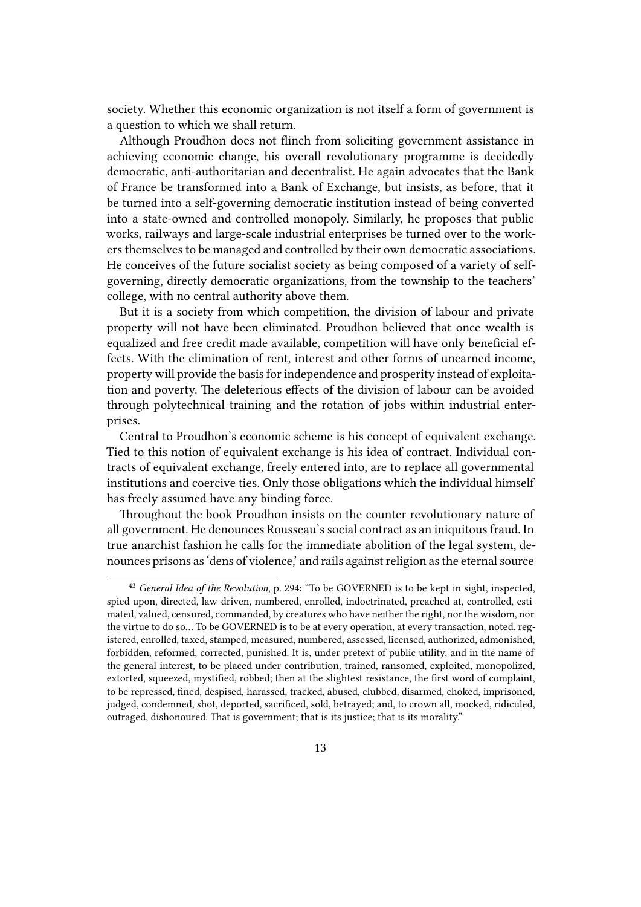society. Whether this economic organization is not itself a form of government is a question to which we shall return.

Although Proudhon does not flinch from soliciting government assistance in achieving economic change, his overall revolutionary programme is decidedly democratic, anti-authoritarian and decentralist. He again advocates that the Bank of France be transformed into a Bank of Exchange, but insists, as before, that it be turned into a self-governing democratic institution instead of being converted into a state-owned and controlled monopoly. Similarly, he proposes that public works, railways and large-scale industrial enterprises be turned over to the workers themselves to be managed and controlled by their own democratic associations. He conceives of the future socialist society as being composed of a variety of self-governing, directly democratic organizations, from the township to the teachers' college, with no central authority above them.

But it is a society from which competition, the division of labour and private property will not have been eliminated. Proudhon believed that once wealth is equalized and free credit made available, competition will have only beneficial effects. With the elimination of rent, interest and other forms of unearned income, property will provide the basis for independence and prosperity instead of exploitation and poverty. The deleterious effects of the division of labour can be avoided through polytechnical training and the rotation of jobs within industrial enterprises.

Central to Proudhon's economic scheme is his concept of equivalent exchange. Tied to this notion of equivalent exchange is his idea of contract. Individual contracts of equivalent exchange, freely entered into, are to replace all governmental institutions and coercive ties. Only those obligations which the individual himself has freely assumed have any binding force.

Throughout the book Proudhon insists on the counter revolutionary nature of all government. He denounces Rousseau's social contract as an iniquitous fraud. In true anarchist fashion he calls for the immediate abolition of the legal system, denounces prisons as 'dens of violence,' and rails against religion as the eternal source

---

[43] *General Idea of the Revolution*, p. 294: "To be GOVERNED is to be kept in sight, inspected, spied upon, directed, law-driven, numbered, enrolled, indoctrinated, preached at, controlled, estimated, valued, censured, commanded, by creatures who have neither the right, nor the wisdom, nor the virtue to do so… To be GOVERNED is to be at every operation, at every transaction, noted, registered, enrolled, taxed, stamped, measured, numbered, assessed, licensed, authorized, admonished, forbidden, reformed, corrected, punished. It is, under pretext of public utility, and in the name of the general interest, to be placed under contribution, trained, ransomed, exploited, monopolized, extorted, squeezed, mystified, robbed; then at the slightest resistance, the first word of complaint, to be repressed, fined, despised, harassed, tracked, abused, clubbed, disarmed, choked, imprisoned, judged, condemned, shot, deported, sacrificed, sold, betrayed; and, to crown all, mocked, ridiculed, outraged, dishonoured. That is government; that is its justice; that is its morality."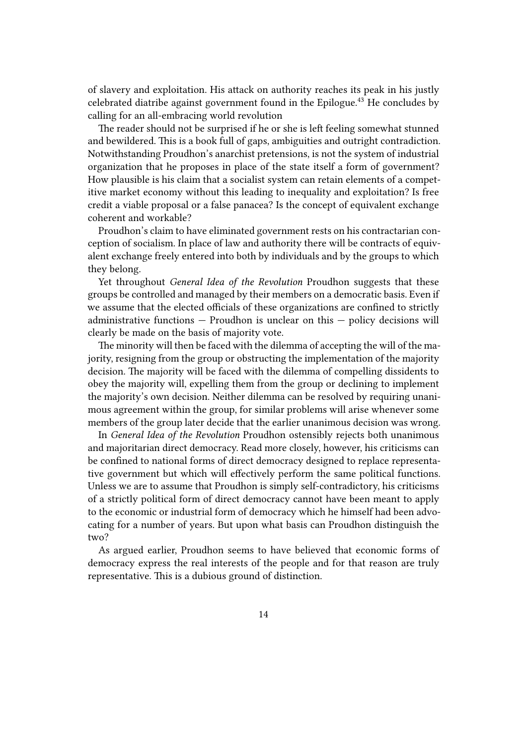of slavery and exploitation. His attack on authority reaches its peak in his justly celebrated diatribe against government found in the Epilogue.[43] He concludes by calling for an all-embracing world revolution

The reader should not be surprised if he or she is left feeling somewhat stunned and bewildered. This is a book full of gaps, ambiguities and outright contradiction. Notwithstanding Proudhon's anarchist pretensions, is not the system of industrial organization that he proposes in place of the state itself a form of government? How plausible is his claim that a socialist system can retain elements of a competitive market economy without this leading to inequality and exploitation? Is free credit a viable proposal or a false panacea? Is the concept of equivalent exchange coherent and workable?

Proudhon's claim to have eliminated government rests on his contractarian conception of socialism. In place of law and authority there will be contracts of equivalent exchange freely entered into both by individuals and by the groups to which they belong.

Yet throughout *General Idea of the Revolution* Proudhon suggests that these groups be controlled and managed by their members on a democratic basis. Even if we assume that the elected officials of these organizations are confined to strictly administrative functions — Proudhon is unclear on this — policy decisions will clearly be made on the basis of majority vote.

The minority will then be faced with the dilemma of accepting the will of the majority, resigning from the group or obstructing the implementation of the majority decision. The majority will be faced with the dilemma of compelling dissidents to obey the majority will, expelling them from the group or declining to implement the majority's own decision. Neither dilemma can be resolved by requiring unanimous agreement within the group, for similar problems will arise whenever some members of the group later decide that the earlier unanimous decision was wrong.

In *General Idea of the Revolution* Proudhon ostensibly rejects both unanimous and majoritarian direct democracy. Read more closely, however, his criticisms can be confined to national forms of direct democracy designed to replace representative government but which will effectively perform the same political functions. Unless we are to assume that Proudhon is simply self-contradictory, his criticisms of a strictly political form of direct democracy cannot have been meant to apply to the economic or industrial form of democracy which he himself had been advocating for a number of years. But upon what basis can Proudhon distinguish the two?

As argued earlier, Proudhon seems to have believed that economic forms of democracy express the real interests of the people and for that reason are truly representative. This is a dubious ground of distinction.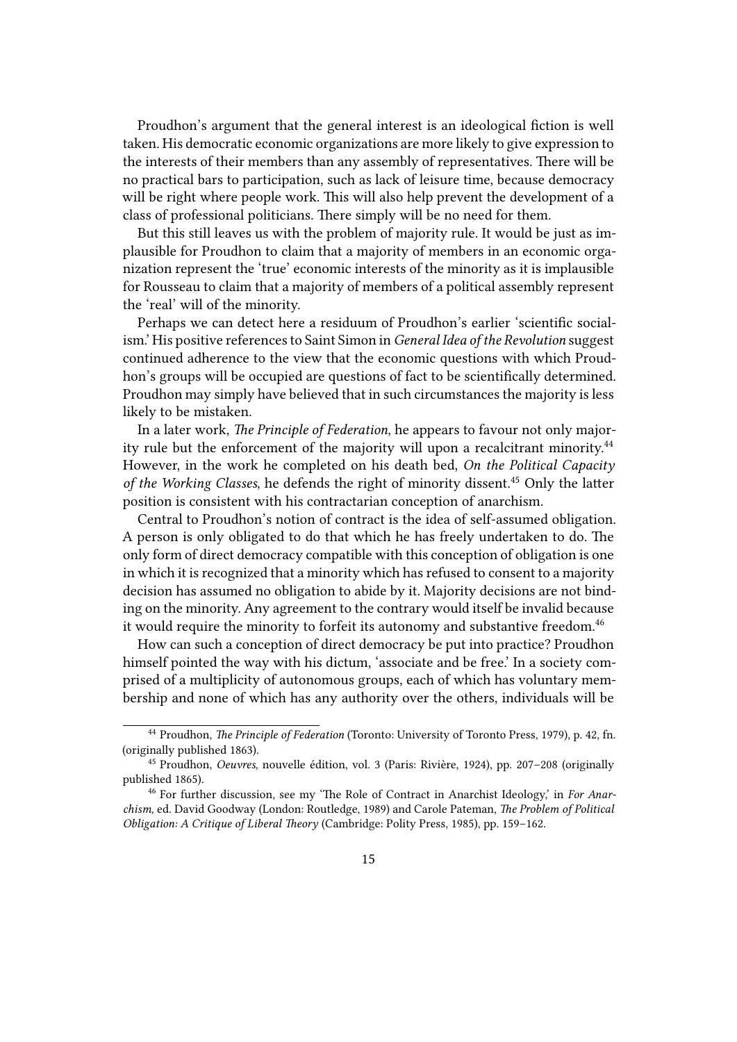Proudhon's argument that the general interest is an ideological fiction is well taken. His democratic economic organizations are more likely to give expression to the interests of their members than any assembly of representatives. There will be no practical bars to participation, such as lack of leisure time, because democracy will be right where people work. This will also help prevent the development of a class of professional politicians. There simply will be no need for them.

But this still leaves us with the problem of majority rule. It would be just as implausible for Proudhon to claim that a majority of members in an economic organization represent the 'true' economic interests of the minority as it is implausible for Rousseau to claim that a majority of members of a political assembly represent the 'real' will of the minority.

Perhaps we can detect here a residuum of Proudhon's earlier 'scientific socialism.' His positive references to Saint Simon in *General Idea of the Revolution* suggest continued adherence to the view that the economic questions with which Proudhon's groups will be occupied are questions of fact to be scientifically determined. Proudhon may simply have believed that in such circumstances the majority is less likely to be mistaken.

In a later work, *The Principle of Federation*, he appears to favour not only majority rule but the enforcement of the majority will upon a recalcitrant minority.[44] However, in the work he completed on his death bed, *On the Political Capacity of the Working Classes*, he defends the right of minority dissent.[45] Only the latter position is consistent with his contractarian conception of anarchism.

Central to Proudhon's notion of contract is the idea of self-assumed obligation. A person is only obligated to do that which he has freely undertaken to do. The only form of direct democracy compatible with this conception of obligation is one in which it is recognized that a minority which has refused to consent to a majority decision has assumed no obligation to abide by it. Majority decisions are not binding on the minority. Any agreement to the contrary would itself be invalid because it would require the minority to forfeit its autonomy and substantive freedom.[46]

How can such a conception of direct democracy be put into practice? Proudhon himself pointed the way with his dictum, 'associate and be free.' In a society comprised of a multiplicity of autonomous groups, each of which has voluntary membership and none of which has any authority over the others, individuals will be

---

[44] Proudhon, *The Principle of Federation* (Toronto: University of Toronto Press, 1979), p. 42, fn. (originally published 1863).

[45] Proudhon, *Oeuvres*, nouvelle édition, vol. 3 (Paris: Rivière, 1924), pp. 207–208 (originally published 1865).

[46] For further discussion, see my 'The Role of Contract in Anarchist Ideology,' in *For Anarchism*, ed. David Goodway (London: Routledge, 1989) and Carole Pateman, *The Problem of Political Obligation: A Critique of Liberal Theory* (Cambridge: Polity Press, 1985), pp. 159–162.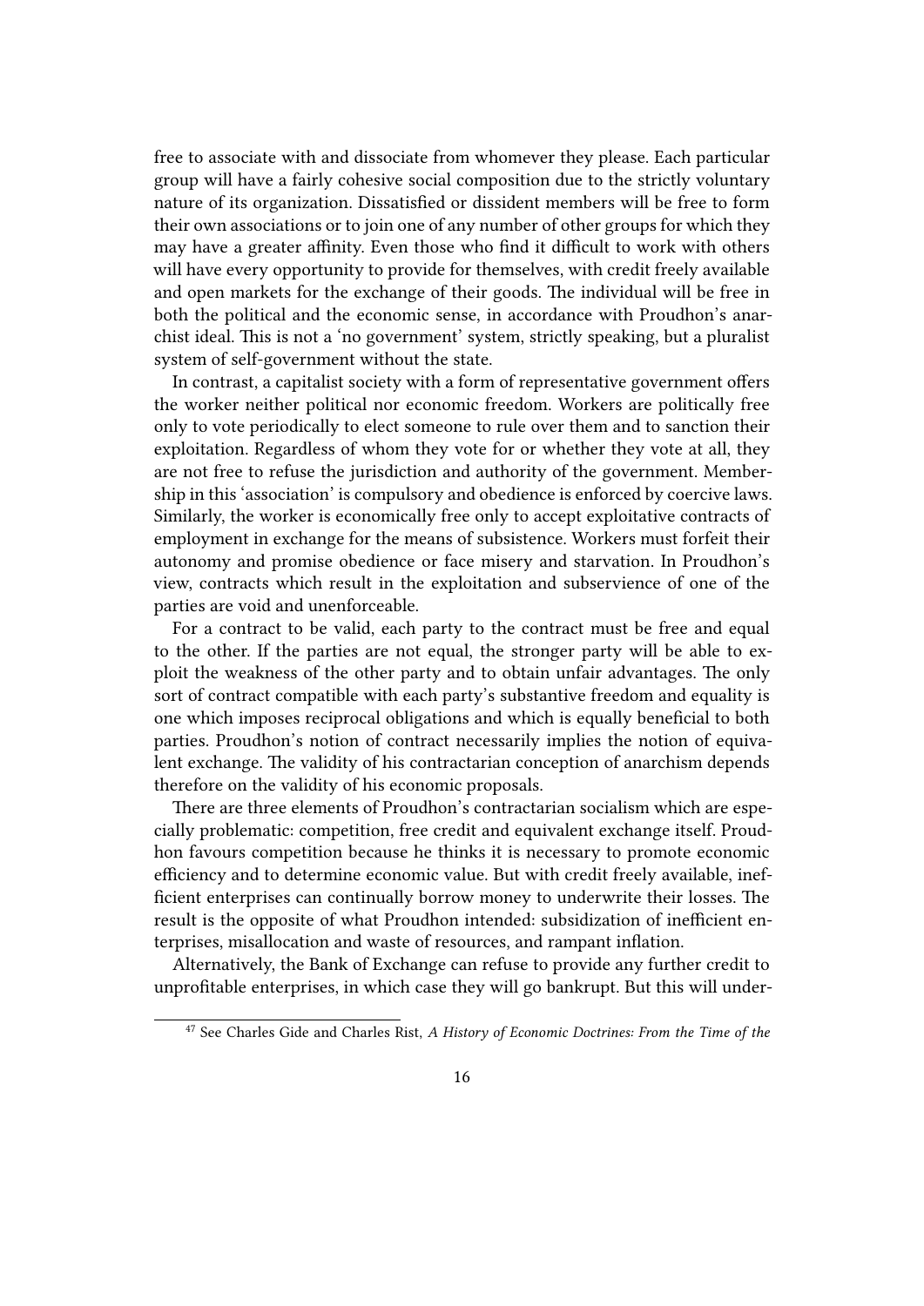free to associate with and dissociate from whomever they please. Each particular group will have a fairly cohesive social composition due to the strictly voluntary nature of its organization. Dissatisfied or dissident members will be free to form their own associations or to join one of any number of other groups for which they may have a greater affinity. Even those who find it difficult to work with others will have every opportunity to provide for themselves, with credit freely available and open markets for the exchange of their goods. The individual will be free in both the political and the economic sense, in accordance with Proudhon's anarchist ideal. This is not a 'no government' system, strictly speaking, but a pluralist system of self-government without the state.

In contrast, a capitalist society with a form of representative government offers the worker neither political nor economic freedom. Workers are politically free only to vote periodically to elect someone to rule over them and to sanction their exploitation. Regardless of whom they vote for or whether they vote at all, they are not free to refuse the jurisdiction and authority of the government. Membership in this 'association' is compulsory and obedience is enforced by coercive laws. Similarly, the worker is economically free only to accept exploitative contracts of employment in exchange for the means of subsistence. Workers must forfeit their autonomy and promise obedience or face misery and starvation. In Proudhon's view, contracts which result in the exploitation and subservience of one of the parties are void and unenforceable.

For a contract to be valid, each party to the contract must be free and equal to the other. If the parties are not equal, the stronger party will be able to exploit the weakness of the other party and to obtain unfair advantages. The only sort of contract compatible with each party's substantive freedom and equality is one which imposes reciprocal obligations and which is equally beneficial to both parties. Proudhon's notion of contract necessarily implies the notion of equivalent exchange. The validity of his contractarian conception of anarchism depends therefore on the validity of his economic proposals.

There are three elements of Proudhon's contractarian socialism which are especially problematic: competition, free credit and equivalent exchange itself. Proudhon favours competition because he thinks it is necessary to promote economic efficiency and to determine economic value. But with credit freely available, inefficient enterprises can continually borrow money to underwrite their losses. The result is the opposite of what Proudhon intended: subsidization of inefficient enterprises, misallocation and waste of resources, and rampant inflation.

Alternatively, the Bank of Exchange can refuse to provide any further credit to unprofitable enterprises, in which case they will go bankrupt. But this will under-

---

[47] See Charles Gide and Charles Rist, *A History of Economic Doctrines: From the Time of the*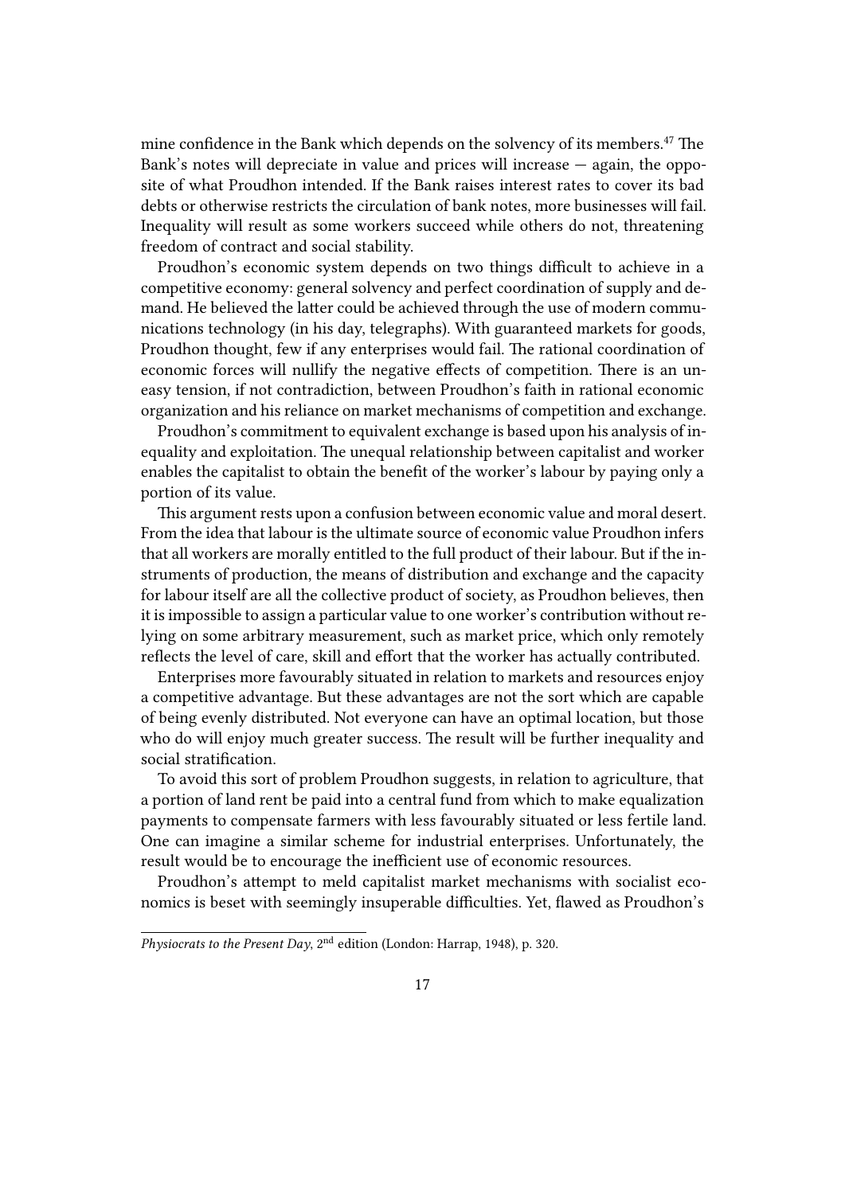mine confidence in the Bank which depends on the solvency of its members.[47] The Bank's notes will depreciate in value and prices will increase — again, the opposite of what Proudhon intended. If the Bank raises interest rates to cover its bad debts or otherwise restricts the circulation of bank notes, more businesses will fail. Inequality will result as some workers succeed while others do not, threatening freedom of contract and social stability.

Proudhon's economic system depends on two things difficult to achieve in a competitive economy: general solvency and perfect coordination of supply and demand. He believed the latter could be achieved through the use of modern communications technology (in his day, telegraphs). With guaranteed markets for goods, Proudhon thought, few if any enterprises would fail. The rational coordination of economic forces will nullify the negative effects of competition. There is an uneasy tension, if not contradiction, between Proudhon's faith in rational economic organization and his reliance on market mechanisms of competition and exchange.

Proudhon's commitment to equivalent exchange is based upon his analysis of inequality and exploitation. The unequal relationship between capitalist and worker enables the capitalist to obtain the benefit of the worker's labour by paying only a portion of its value.

This argument rests upon a confusion between economic value and moral desert. From the idea that labour is the ultimate source of economic value Proudhon infers that all workers are morally entitled to the full product of their labour. But if the instruments of production, the means of distribution and exchange and the capacity for labour itself are all the collective product of society, as Proudhon believes, then it is impossible to assign a particular value to one worker's contribution without relying on some arbitrary measurement, such as market price, which only remotely reflects the level of care, skill and effort that the worker has actually contributed.

Enterprises more favourably situated in relation to markets and resources enjoy a competitive advantage. But these advantages are not the sort which are capable of being evenly distributed. Not everyone can have an optimal location, but those who do will enjoy much greater success. The result will be further inequality and social stratification.

To avoid this sort of problem Proudhon suggests, in relation to agriculture, that a portion of land rent be paid into a central fund from which to make equalization payments to compensate farmers with less favourably situated or less fertile land. One can imagine a similar scheme for industrial enterprises. Unfortunately, the result would be to encourage the inefficient use of economic resources.

Proudhon's attempt to meld capitalist market mechanisms with socialist economics is beset with seemingly insuperable difficulties. Yet, flawed as Proudhon's

---

*Physiocrats to the Present Day*, 2nd edition (London: Harrap, 1948), p. 320.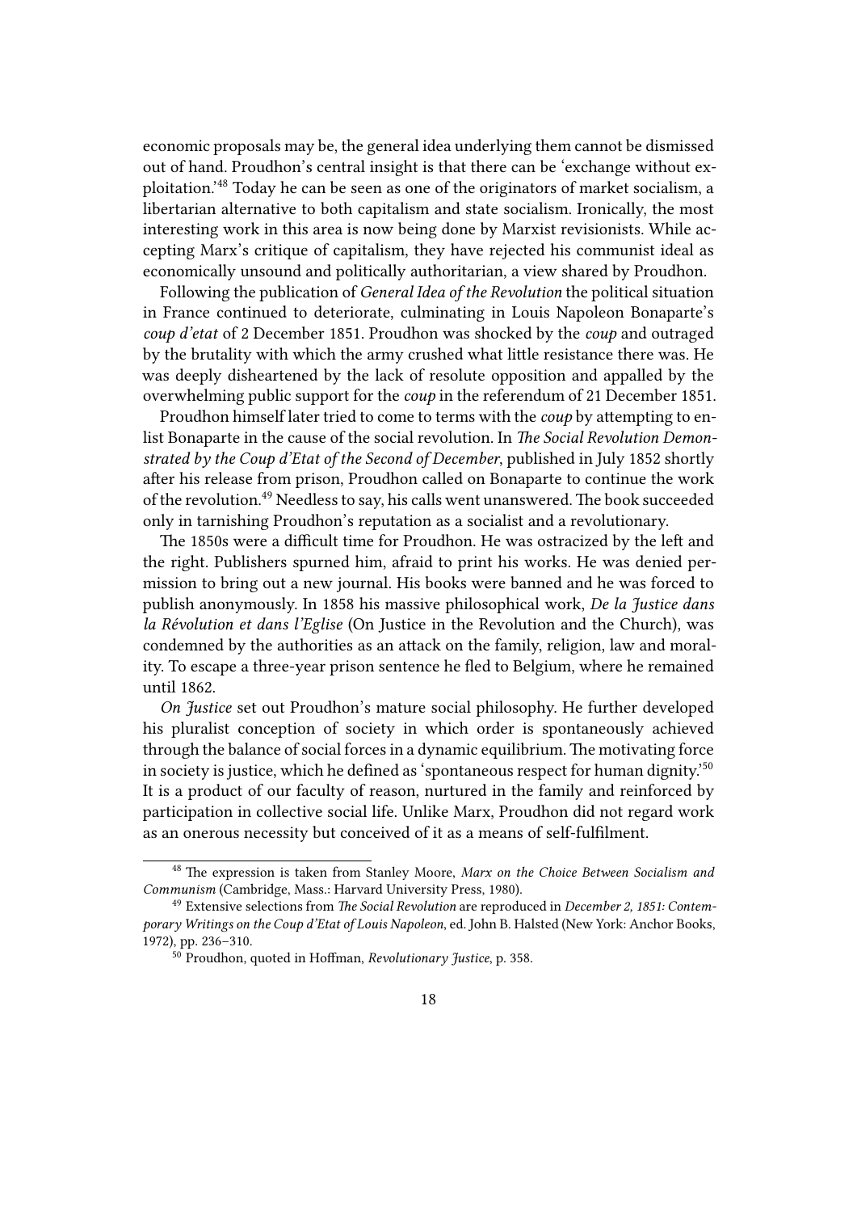economic proposals may be, the general idea underlying them cannot be dismissed out of hand. Proudhon's central insight is that there can be 'exchange without exploitation.'[48] Today he can be seen as one of the originators of market socialism, a libertarian alternative to both capitalism and state socialism. Ironically, the most interesting work in this area is now being done by Marxist revisionists. While accepting Marx's critique of capitalism, they have rejected his communist ideal as economically unsound and politically authoritarian, a view shared by Proudhon.

Following the publication of *General Idea of the Revolution* the political situation in France continued to deteriorate, culminating in Louis Napoleon Bonaparte's *coup d'etat* of 2 December 1851. Proudhon was shocked by the *coup* and outraged by the brutality with which the army crushed what little resistance there was. He was deeply disheartened by the lack of resolute opposition and appalled by the overwhelming public support for the *coup* in the referendum of 21 December 1851.

Proudhon himself later tried to come to terms with the *coup* by attempting to enlist Bonaparte in the cause of the social revolution. In *The Social Revolution Demonstrated by the Coup d'Etat of the Second of December*, published in July 1852 shortly after his release from prison, Proudhon called on Bonaparte to continue the work of the revolution.[49] Needless to say, his calls went unanswered. The book succeeded only in tarnishing Proudhon's reputation as a socialist and a revolutionary.

The 1850s were a difficult time for Proudhon. He was ostracized by the left and the right. Publishers spurned him, afraid to print his works. He was denied permission to bring out a new journal. His books were banned and he was forced to publish anonymously. In 1858 his massive philosophical work, *De la Justice dans la Révolution et dans l'Eglise* (On Justice in the Revolution and the Church), was condemned by the authorities as an attack on the family, religion, law and morality. To escape a three-year prison sentence he fled to Belgium, where he remained until 1862.

*On Justice* set out Proudhon's mature social philosophy. He further developed his pluralist conception of society in which order is spontaneously achieved through the balance of social forces in a dynamic equilibrium. The motivating force in society is justice, which he defined as 'spontaneous respect for human dignity.'[50] It is a product of our faculty of reason, nurtured in the family and reinforced by participation in collective social life. Unlike Marx, Proudhon did not regard work as an onerous necessity but conceived of it as a means of self-fulfilment.

---

[48] The expression is taken from Stanley Moore, *Marx on the Choice Between Socialism and Communism* (Cambridge, Mass.: Harvard University Press, 1980).

[49] Extensive selections from *The Social Revolution* are reproduced in *December 2, 1851: Contemporary Writings on the Coup d'Etat of Louis Napoleon*, ed. John B. Halsted (New York: Anchor Books, 1972), pp. 236–310.

[50] Proudhon, quoted in Hoffman, *Revolutionary Justice*, p. 358.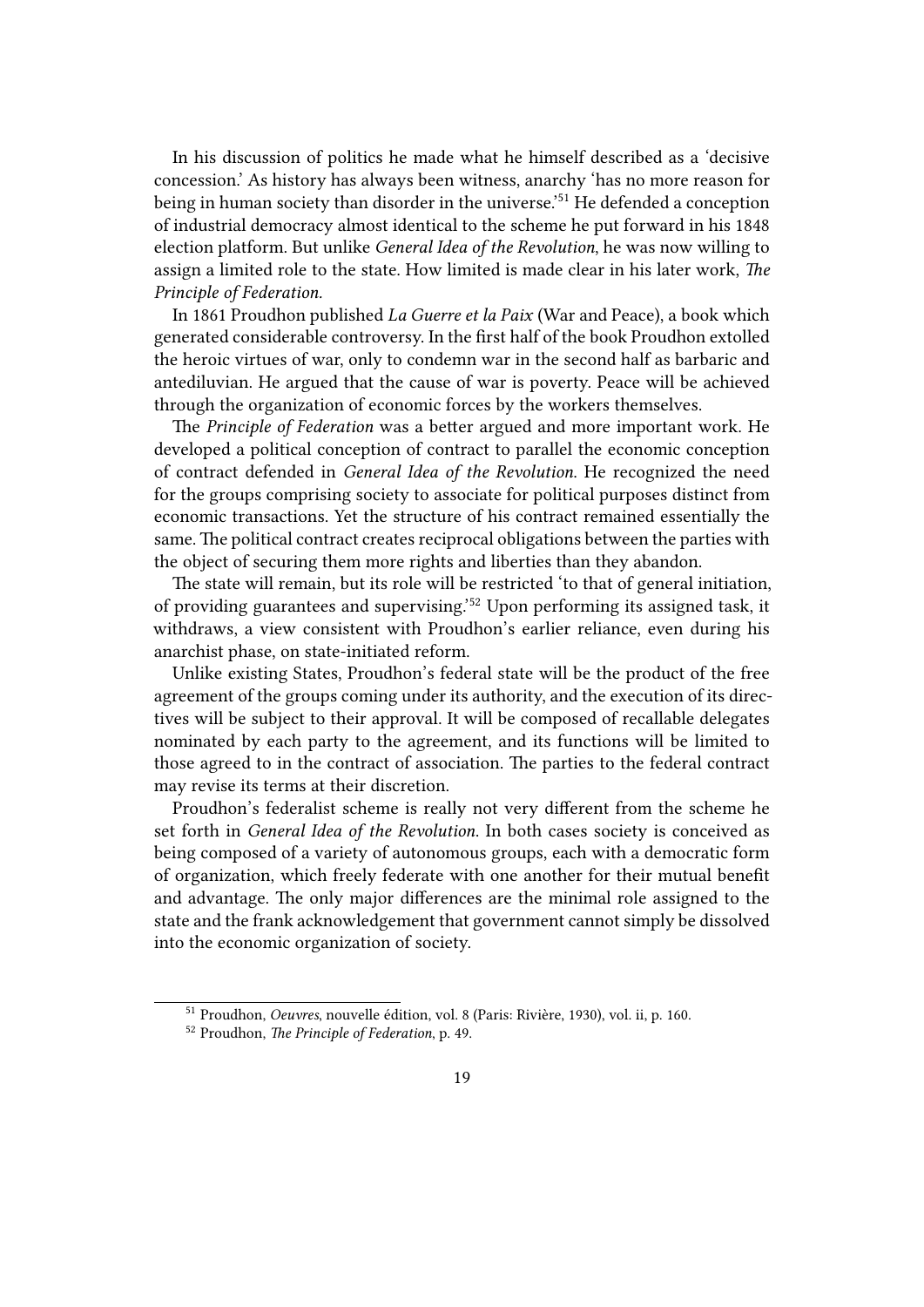In his discussion of politics he made what he himself described as a 'decisive concession.' As history has always been witness, anarchy 'has no more reason for being in human society than disorder in the universe.'[51] He defended a conception of industrial democracy almost identical to the scheme he put forward in his 1848 election platform. But unlike *General Idea of the Revolution*, he was now willing to assign a limited role to the state. How limited is made clear in his later work, *The Principle of Federation*.

In 1861 Proudhon published *La Guerre et la Paix* (War and Peace), a book which generated considerable controversy. In the first half of the book Proudhon extolled the heroic virtues of war, only to condemn war in the second half as barbaric and antediluvian. He argued that the cause of war is poverty. Peace will be achieved through the organization of economic forces by the workers themselves.

The *Principle of Federation* was a better argued and more important work. He developed a political conception of contract to parallel the economic conception of contract defended in *General Idea of the Revolution*. He recognized the need for the groups comprising society to associate for political purposes distinct from economic transactions. Yet the structure of his contract remained essentially the same. The political contract creates reciprocal obligations between the parties with the object of securing them more rights and liberties than they abandon.

The state will remain, but its role will be restricted 'to that of general initiation, of providing guarantees and supervising.'[52] Upon performing its assigned task, it withdraws, a view consistent with Proudhon's earlier reliance, even during his anarchist phase, on state-initiated reform.

Unlike existing States, Proudhon's federal state will be the product of the free agreement of the groups coming under its authority, and the execution of its directives will be subject to their approval. It will be composed of recallable delegates nominated by each party to the agreement, and its functions will be limited to those agreed to in the contract of association. The parties to the federal contract may revise its terms at their discretion.

Proudhon's federalist scheme is really not very different from the scheme he set forth in *General Idea of the Revolution*. In both cases society is conceived as being composed of a variety of autonomous groups, each with a democratic form of organization, which freely federate with one another for their mutual benefit and advantage. The only major differences are the minimal role assigned to the state and the frank acknowledgement that government cannot simply be dissolved into the economic organization of society.

[51] Proudhon, *Oeuvres*, nouvelle édition, vol. 8 (Paris: Rivière, 1930), vol. ii, p. 160.

[52] Proudhon, *The Principle of Federation*, p. 49.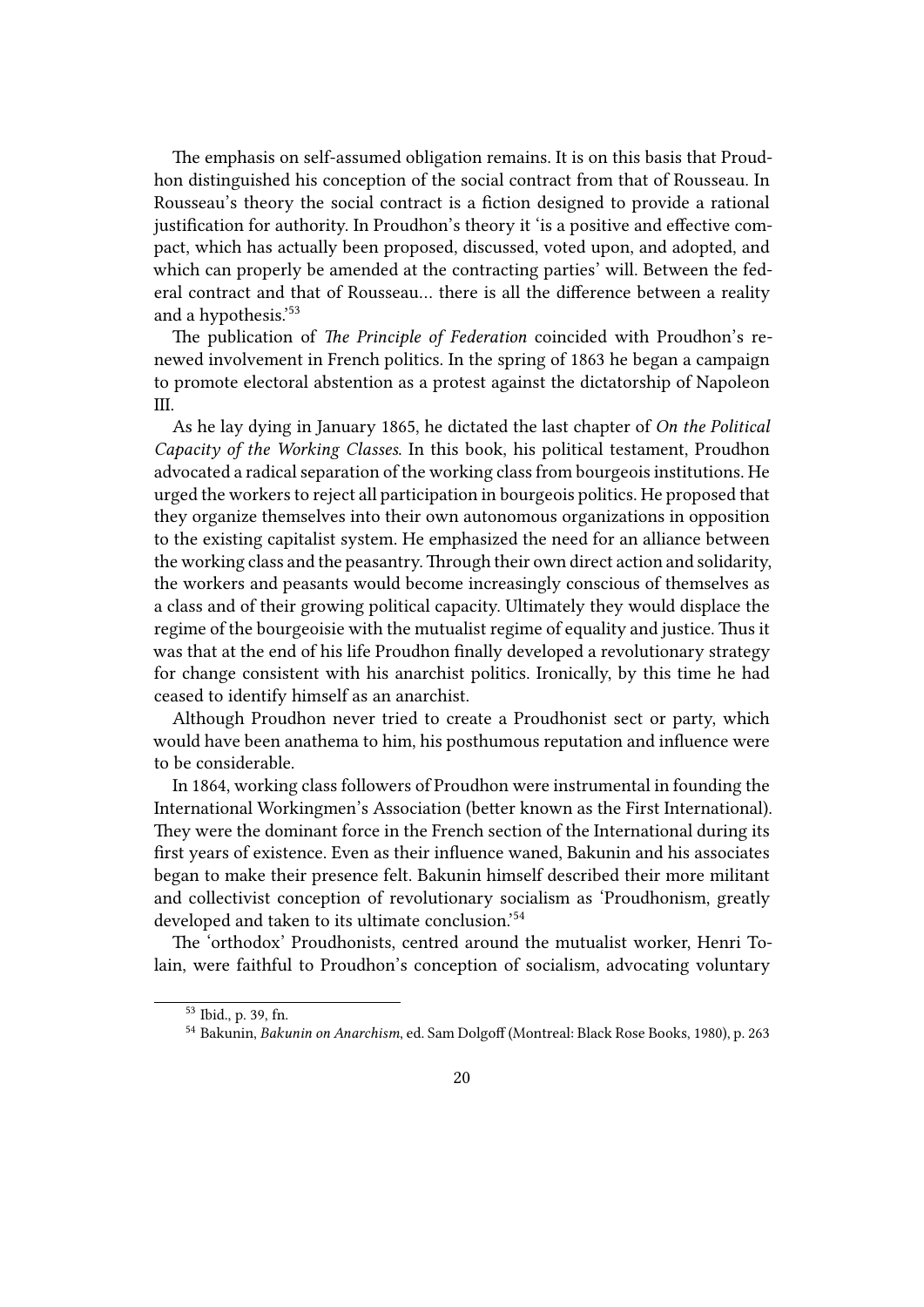The emphasis on self-assumed obligation remains. It is on this basis that Proudhon distinguished his conception of the social contract from that of Rousseau. In Rousseau's theory the social contract is a fiction designed to provide a rational justification for authority. In Proudhon's theory it 'is a positive and effective compact, which has actually been proposed, discussed, voted upon, and adopted, and which can properly be amended at the contracting parties' will. Between the federal contract and that of Rousseau… there is all the difference between a reality and a hypothesis.'[53]

The publication of *The Principle of Federation* coincided with Proudhon's renewed involvement in French politics. In the spring of 1863 he began a campaign to promote electoral abstention as a protest against the dictatorship of Napoleon III.

As he lay dying in January 1865, he dictated the last chapter of *On the Political Capacity of the Working Classes*. In this book, his political testament, Proudhon advocated a radical separation of the working class from bourgeois institutions. He urged the workers to reject all participation in bourgeois politics. He proposed that they organize themselves into their own autonomous organizations in opposition to the existing capitalist system. He emphasized the need for an alliance between the working class and the peasantry. Through their own direct action and solidarity, the workers and peasants would become increasingly conscious of themselves as a class and of their growing political capacity. Ultimately they would displace the regime of the bourgeoisie with the mutualist regime of equality and justice. Thus it was that at the end of his life Proudhon finally developed a revolutionary strategy for change consistent with his anarchist politics. Ironically, by this time he had ceased to identify himself as an anarchist.

Although Proudhon never tried to create a Proudhonist sect or party, which would have been anathema to him, his posthumous reputation and influence were to be considerable.

In 1864, working class followers of Proudhon were instrumental in founding the International Workingmen's Association (better known as the First International). They were the dominant force in the French section of the International during its first years of existence. Even as their influence waned, Bakunin and his associates began to make their presence felt. Bakunin himself described their more militant and collectivist conception of revolutionary socialism as 'Proudhonism, greatly developed and taken to its ultimate conclusion.'[54]

The 'orthodox' Proudhonists, centred around the mutualist worker, Henri Tolain, were faithful to Proudhon's conception of socialism, advocating voluntary

---

[53] Ibid., p. 39, fn.

[54] Bakunin, *Bakunin on Anarchism*, ed. Sam Dolgoff (Montreal: Black Rose Books, 1980), p. 263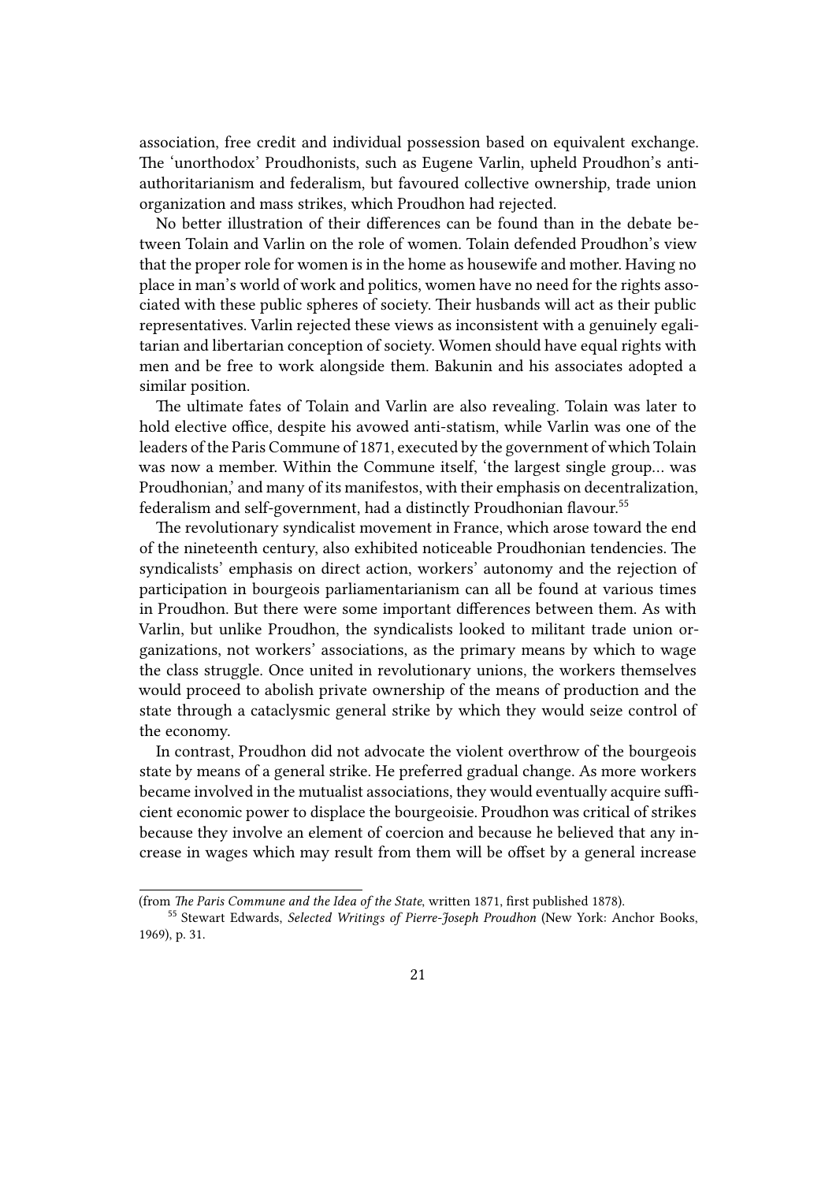association, free credit and individual possession based on equivalent exchange. The 'unorthodox' Proudhonists, such as Eugene Varlin, upheld Proudhon's anti-authoritarianism and federalism, but favoured collective ownership, trade union organization and mass strikes, which Proudhon had rejected.

No better illustration of their differences can be found than in the debate between Tolain and Varlin on the role of women. Tolain defended Proudhon's view that the proper role for women is in the home as housewife and mother. Having no place in man's world of work and politics, women have no need for the rights associated with these public spheres of society. Their husbands will act as their public representatives. Varlin rejected these views as inconsistent with a genuinely egalitarian and libertarian conception of society. Women should have equal rights with men and be free to work alongside them. Bakunin and his associates adopted a similar position.

The ultimate fates of Tolain and Varlin are also revealing. Tolain was later to hold elective office, despite his avowed anti-statism, while Varlin was one of the leaders of the Paris Commune of 1871, executed by the government of which Tolain was now a member. Within the Commune itself, 'the largest single group… was Proudhonian,' and many of its manifestos, with their emphasis on decentralization, federalism and self-government, had a distinctly Proudhonian flavour.[55]

The revolutionary syndicalist movement in France, which arose toward the end of the nineteenth century, also exhibited noticeable Proudhonian tendencies. The syndicalists' emphasis on direct action, workers' autonomy and the rejection of participation in bourgeois parliamentarianism can all be found at various times in Proudhon. But there were some important differences between them. As with Varlin, but unlike Proudhon, the syndicalists looked to militant trade union organizations, not workers' associations, as the primary means by which to wage the class struggle. Once united in revolutionary unions, the workers themselves would proceed to abolish private ownership of the means of production and the state through a cataclysmic general strike by which they would seize control of the economy.

In contrast, Proudhon did not advocate the violent overthrow of the bourgeois state by means of a general strike. He preferred gradual change. As more workers became involved in the mutualist associations, they would eventually acquire sufficient economic power to displace the bourgeoisie. Proudhon was critical of strikes because they involve an element of coercion and because he believed that any increase in wages which may result from them will be offset by a general increase

---

(from *The Paris Commune and the Idea of the State*, written 1871, first published 1878).

[55] Stewart Edwards, *Selected Writings of Pierre-Joseph Proudhon* (New York: Anchor Books, 1969), p. 31.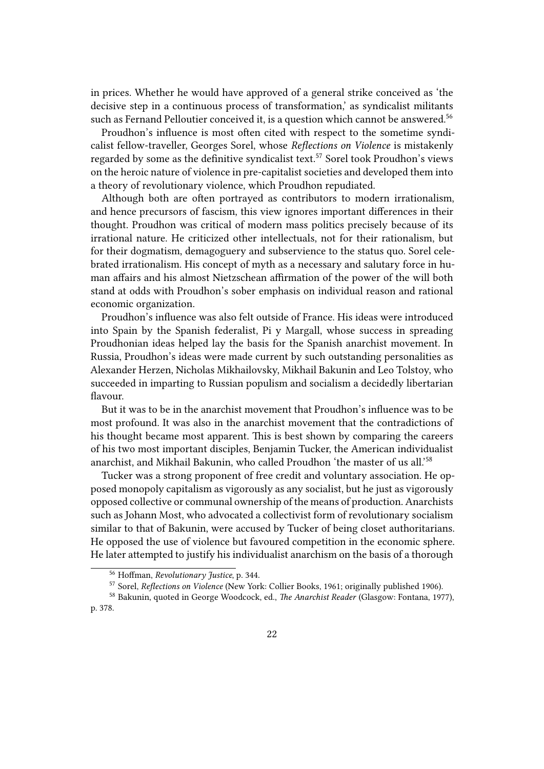in prices. Whether he would have approved of a general strike conceived as 'the decisive step in a continuous process of transformation,' as syndicalist militants such as Fernand Pelloutier conceived it, is a question which cannot be answered.[56]

Proudhon's influence is most often cited with respect to the sometime syndicalist fellow-traveller, Georges Sorel, whose *Reflections on Violence* is mistakenly regarded by some as the definitive syndicalist text.[57] Sorel took Proudhon's views on the heroic nature of violence in pre-capitalist societies and developed them into a theory of revolutionary violence, which Proudhon repudiated.

Although both are often portrayed as contributors to modern irrationalism, and hence precursors of fascism, this view ignores important differences in their thought. Proudhon was critical of modern mass politics precisely because of its irrational nature. He criticized other intellectuals, not for their rationalism, but for their dogmatism, demagoguery and subservience to the status quo. Sorel celebrated irrationalism. His concept of myth as a necessary and salutary force in human affairs and his almost Nietzschean affirmation of the power of the will both stand at odds with Proudhon's sober emphasis on individual reason and rational economic organization.

Proudhon's influence was also felt outside of France. His ideas were introduced into Spain by the Spanish federalist, Pi y Margall, whose success in spreading Proudhonian ideas helped lay the basis for the Spanish anarchist movement. In Russia, Proudhon's ideas were made current by such outstanding personalities as Alexander Herzen, Nicholas Mikhailovsky, Mikhail Bakunin and Leo Tolstoy, who succeeded in imparting to Russian populism and socialism a decidedly libertarian flavour.

But it was to be in the anarchist movement that Proudhon's influence was to be most profound. It was also in the anarchist movement that the contradictions of his thought became most apparent. This is best shown by comparing the careers of his two most important disciples, Benjamin Tucker, the American individualist anarchist, and Mikhail Bakunin, who called Proudhon 'the master of us all.'[58]

Tucker was a strong proponent of free credit and voluntary association. He opposed monopoly capitalism as vigorously as any socialist, but he just as vigorously opposed collective or communal ownership of the means of production. Anarchists such as Johann Most, who advocated a collectivist form of revolutionary socialism similar to that of Bakunin, were accused by Tucker of being closet authoritarians. He opposed the use of violence but favoured competition in the economic sphere. He later attempted to justify his individualist anarchism on the basis of a thorough

[56] Hoffman, *Revolutionary Justice*, p. 344.

[57] Sorel, *Reflections on Violence* (New York: Collier Books, 1961; originally published 1906).

[58] Bakunin, quoted in George Woodcock, ed., *The Anarchist Reader* (Glasgow: Fontana, 1977), p. 378.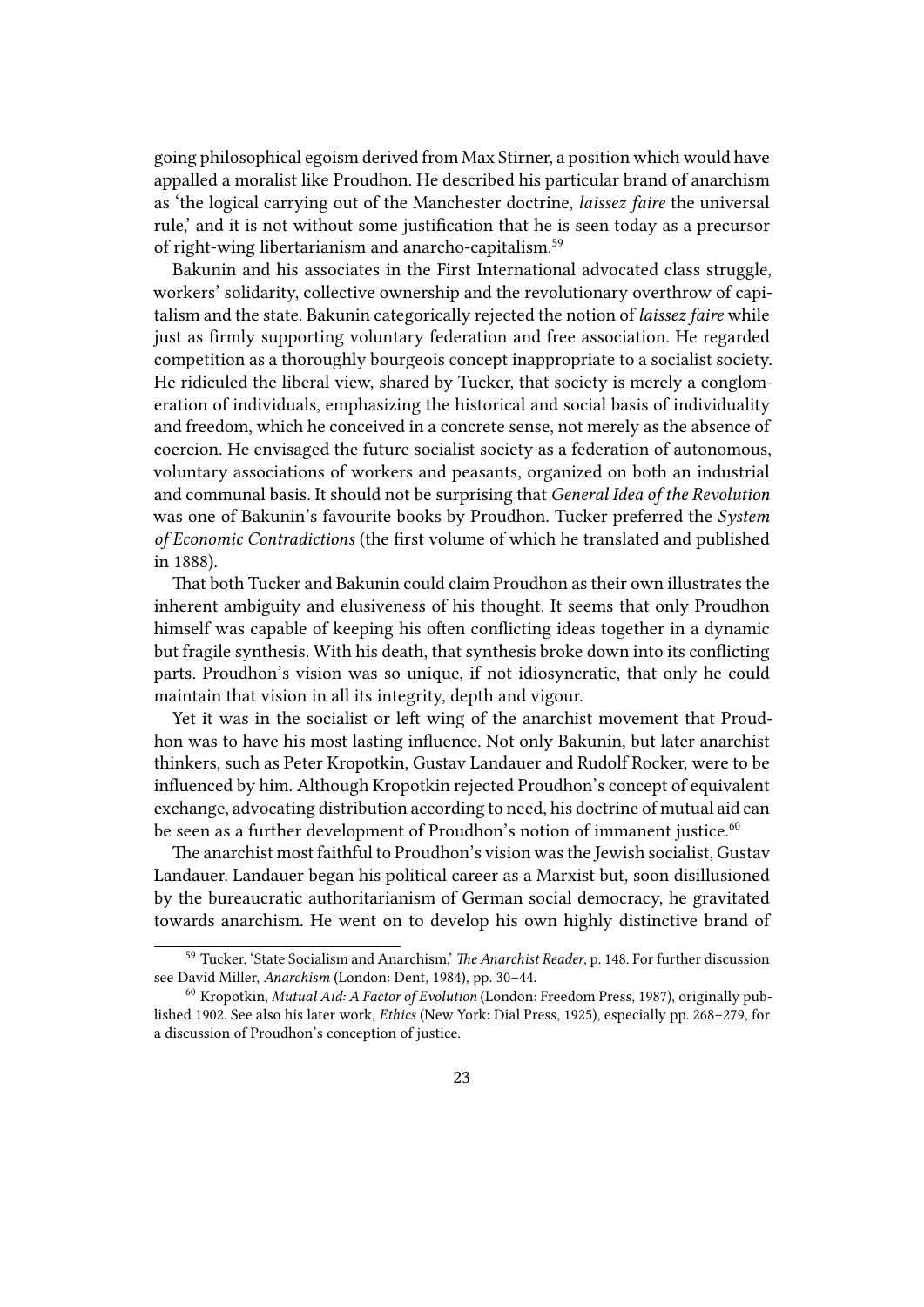going philosophical egoism derived from Max Stirner, a position which would have appalled a moralist like Proudhon. He described his particular brand of anarchism as 'the logical carrying out of the Manchester doctrine, *laissez faire* the universal rule,' and it is not without some justification that he is seen today as a precursor of right-wing libertarianism and anarcho-capitalism.[59]

Bakunin and his associates in the First International advocated class struggle, workers' solidarity, collective ownership and the revolutionary overthrow of capitalism and the state. Bakunin categorically rejected the notion of *laissez faire* while just as firmly supporting voluntary federation and free association. He regarded competition as a thoroughly bourgeois concept inappropriate to a socialist society. He ridiculed the liberal view, shared by Tucker, that society is merely a conglomeration of individuals, emphasizing the historical and social basis of individuality and freedom, which he conceived in a concrete sense, not merely as the absence of coercion. He envisaged the future socialist society as a federation of autonomous, voluntary associations of workers and peasants, organized on both an industrial and communal basis. It should not be surprising that *General Idea of the Revolution* was one of Bakunin's favourite books by Proudhon. Tucker preferred the *System of Economic Contradictions* (the first volume of which he translated and published in 1888).

That both Tucker and Bakunin could claim Proudhon as their own illustrates the inherent ambiguity and elusiveness of his thought. It seems that only Proudhon himself was capable of keeping his often conflicting ideas together in a dynamic but fragile synthesis. With his death, that synthesis broke down into its conflicting parts. Proudhon's vision was so unique, if not idiosyncratic, that only he could maintain that vision in all its integrity, depth and vigour.

Yet it was in the socialist or left wing of the anarchist movement that Proudhon was to have his most lasting influence. Not only Bakunin, but later anarchist thinkers, such as Peter Kropotkin, Gustav Landauer and Rudolf Rocker, were to be influenced by him. Although Kropotkin rejected Proudhon's concept of equivalent exchange, advocating distribution according to need, his doctrine of mutual aid can be seen as a further development of Proudhon's notion of immanent justice.[60]

The anarchist most faithful to Proudhon's vision was the Jewish socialist, Gustav Landauer. Landauer began his political career as a Marxist but, soon disillusioned by the bureaucratic authoritarianism of German social democracy, he gravitated towards anarchism. He went on to develop his own highly distinctive brand of

---

[59] Tucker, 'State Socialism and Anarchism,' *The Anarchist Reader*, p. 148. For further discussion see David Miller, *Anarchism* (London: Dent, 1984), pp. 30–44.

[60] Kropotkin, *Mutual Aid: A Factor of Evolution* (London: Freedom Press, 1987), originally published 1902. See also his later work, *Ethics* (New York: Dial Press, 1925), especially pp. 268–279, for a discussion of Proudhon's conception of justice.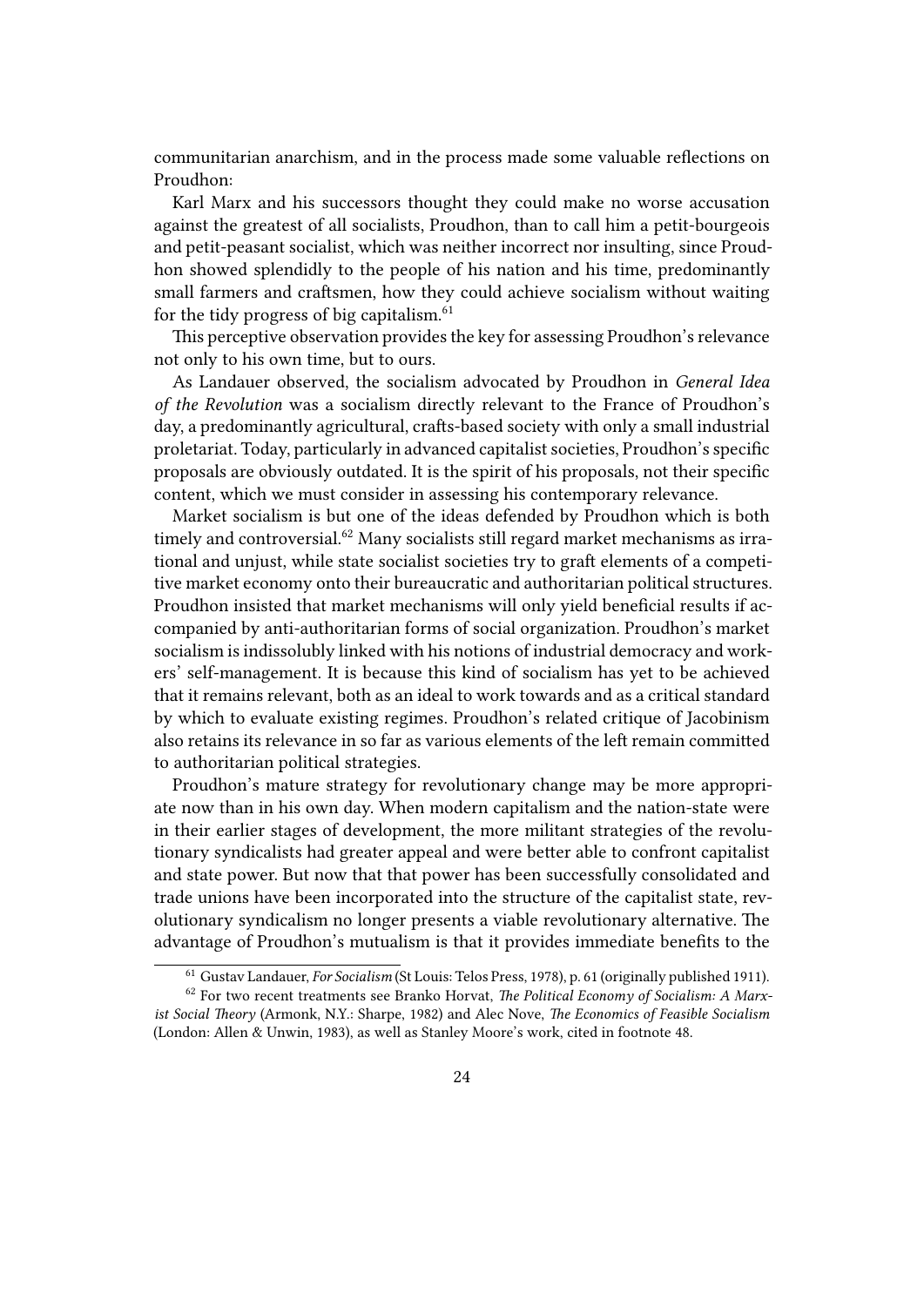communitarian anarchism, and in the process made some valuable reflections on Proudhon:

Karl Marx and his successors thought they could make no worse accusation against the greatest of all socialists, Proudhon, than to call him a petit-bourgeois and petit-peasant socialist, which was neither incorrect nor insulting, since Proudhon showed splendidly to the people of his nation and his time, predominantly small farmers and craftsmen, how they could achieve socialism without waiting for the tidy progress of big capitalism.[61]

This perceptive observation provides the key for assessing Proudhon's relevance not only to his own time, but to ours.

As Landauer observed, the socialism advocated by Proudhon in *General Idea of the Revolution* was a socialism directly relevant to the France of Proudhon's day, a predominantly agricultural, crafts-based society with only a small industrial proletariat. Today, particularly in advanced capitalist societies, Proudhon's specific proposals are obviously outdated. It is the spirit of his proposals, not their specific content, which we must consider in assessing his contemporary relevance.

Market socialism is but one of the ideas defended by Proudhon which is both timely and controversial.[62] Many socialists still regard market mechanisms as irrational and unjust, while state socialist societies try to graft elements of a competitive market economy onto their bureaucratic and authoritarian political structures. Proudhon insisted that market mechanisms will only yield beneficial results if accompanied by anti-authoritarian forms of social organization. Proudhon's market socialism is indissolubly linked with his notions of industrial democracy and workers' self-management. It is because this kind of socialism has yet to be achieved that it remains relevant, both as an ideal to work towards and as a critical standard by which to evaluate existing regimes. Proudhon's related critique of Jacobinism also retains its relevance in so far as various elements of the left remain committed to authoritarian political strategies.

Proudhon's mature strategy for revolutionary change may be more appropriate now than in his own day. When modern capitalism and the nation-state were in their earlier stages of development, the more militant strategies of the revolutionary syndicalists had greater appeal and were better able to confront capitalist and state power. But now that that power has been successfully consolidated and trade unions have been incorporated into the structure of the capitalist state, revolutionary syndicalism no longer presents a viable revolutionary alternative. The advantage of Proudhon's mutualism is that it provides immediate benefits to the

---

[61] Gustav Landauer, *For Socialism* (St Louis: Telos Press, 1978), p. 61 (originally published 1911).

[62] For two recent treatments see Branko Horvat, *The Political Economy of Socialism: A Marxist Social Theory* (Armonk, N.Y.: Sharpe, 1982) and Alec Nove, *The Economics of Feasible Socialism* (London: Allen & Unwin, 1983), as well as Stanley Moore's work, cited in footnote 48.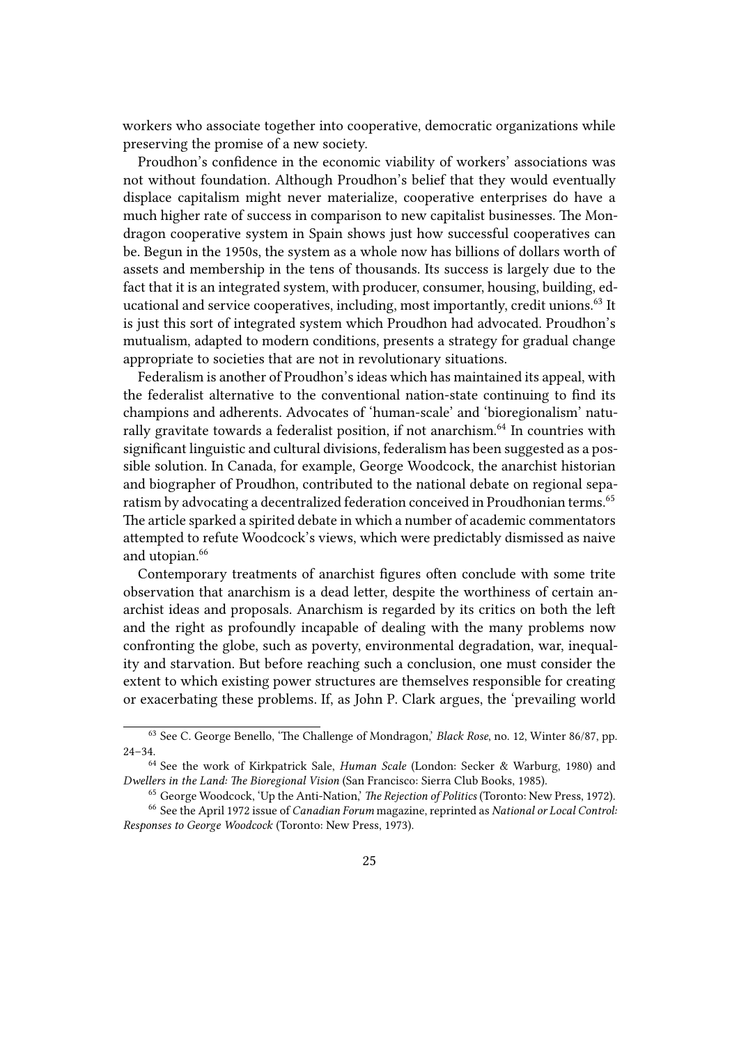workers who associate together into cooperative, democratic organizations while preserving the promise of a new society.

Proudhon's confidence in the economic viability of workers' associations was not without foundation. Although Proudhon's belief that they would eventually displace capitalism might never materialize, cooperative enterprises do have a much higher rate of success in comparison to new capitalist businesses. The Mondragon cooperative system in Spain shows just how successful cooperatives can be. Begun in the 1950s, the system as a whole now has billions of dollars worth of assets and membership in the tens of thousands. Its success is largely due to the fact that it is an integrated system, with producer, consumer, housing, building, educational and service cooperatives, including, most importantly, credit unions.[63] It is just this sort of integrated system which Proudhon had advocated. Proudhon's mutualism, adapted to modern conditions, presents a strategy for gradual change appropriate to societies that are not in revolutionary situations.

Federalism is another of Proudhon's ideas which has maintained its appeal, with the federalist alternative to the conventional nation-state continuing to find its champions and adherents. Advocates of 'human-scale' and 'bioregionalism' naturally gravitate towards a federalist position, if not anarchism.[64] In countries with significant linguistic and cultural divisions, federalism has been suggested as a possible solution. In Canada, for example, George Woodcock, the anarchist historian and biographer of Proudhon, contributed to the national debate on regional separatism by advocating a decentralized federation conceived in Proudhonian terms.[65] The article sparked a spirited debate in which a number of academic commentators attempted to refute Woodcock's views, which were predictably dismissed as naive and utopian.[66]

Contemporary treatments of anarchist figures often conclude with some trite observation that anarchism is a dead letter, despite the worthiness of certain anarchist ideas and proposals. Anarchism is regarded by its critics on both the left and the right as profoundly incapable of dealing with the many problems now confronting the globe, such as poverty, environmental degradation, war, inequality and starvation. But before reaching such a conclusion, one must consider the extent to which existing power structures are themselves responsible for creating or exacerbating these problems. If, as John P. Clark argues, the 'prevailing world

---

[63] See C. George Benello, 'The Challenge of Mondragon,' *Black Rose*, no. 12, Winter 86/87, pp. 24–34.

[64] See the work of Kirkpatrick Sale, *Human Scale* (London: Secker & Warburg, 1980) and *Dwellers in the Land: The Bioregional Vision* (San Francisco: Sierra Club Books, 1985).

[65] George Woodcock, 'Up the Anti-Nation,' *The Rejection of Politics* (Toronto: New Press, 1972).

[66] See the April 1972 issue of *Canadian Forum* magazine, reprinted as *National or Local Control: Responses to George Woodcock* (Toronto: New Press, 1973).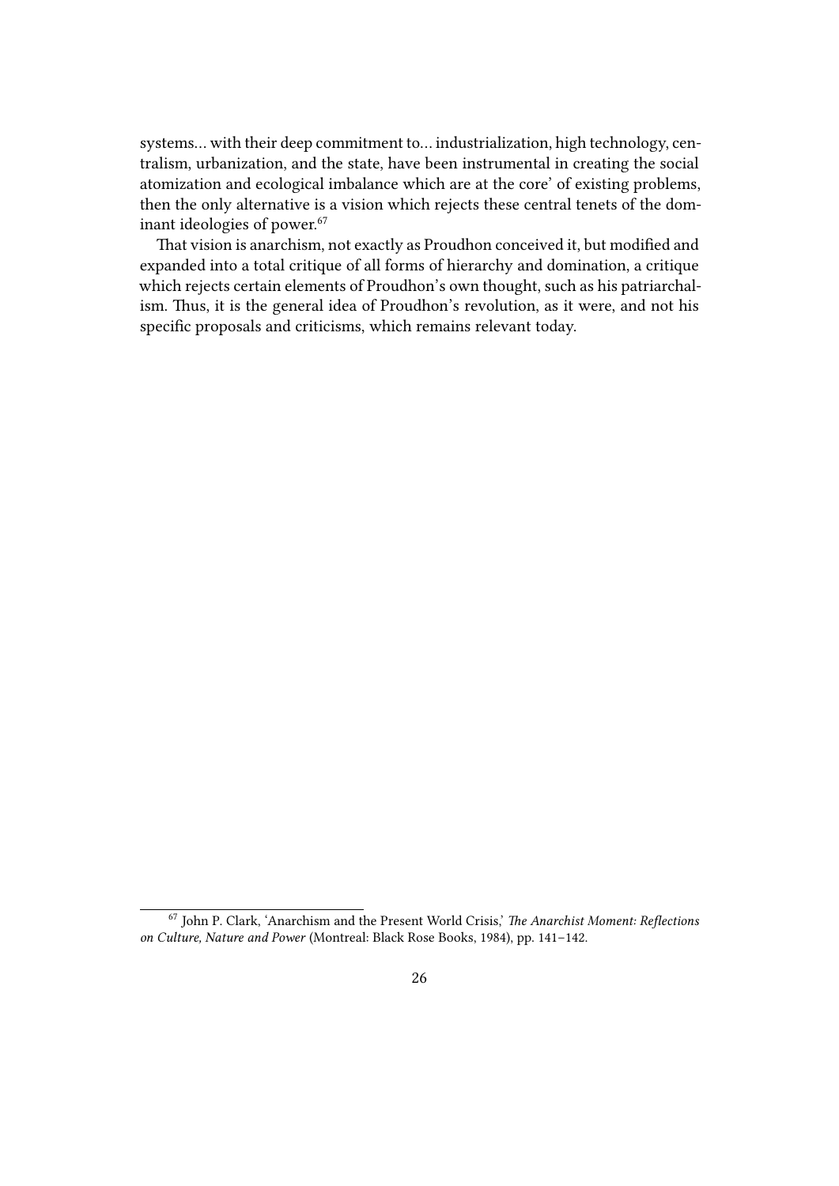systems… with their deep commitment to… industrialization, high technology, centralism, urbanization, and the state, have been instrumental in creating the social atomization and ecological imbalance which are at the core' of existing problems, then the only alternative is a vision which rejects these central tenets of the dominant ideologies of power.[67]

That vision is anarchism, not exactly as Proudhon conceived it, but modified and expanded into a total critique of all forms of hierarchy and domination, a critique which rejects certain elements of Proudhon's own thought, such as his patriarchalism. Thus, it is the general idea of Proudhon's revolution, as it were, and not his specific proposals and criticisms, which remains relevant today.

---

[67] John P. Clark, 'Anarchism and the Present World Crisis,' *The Anarchist Moment: Reflections on Culture, Nature and Power* (Montreal: Black Rose Books, 1984), pp. 141–142.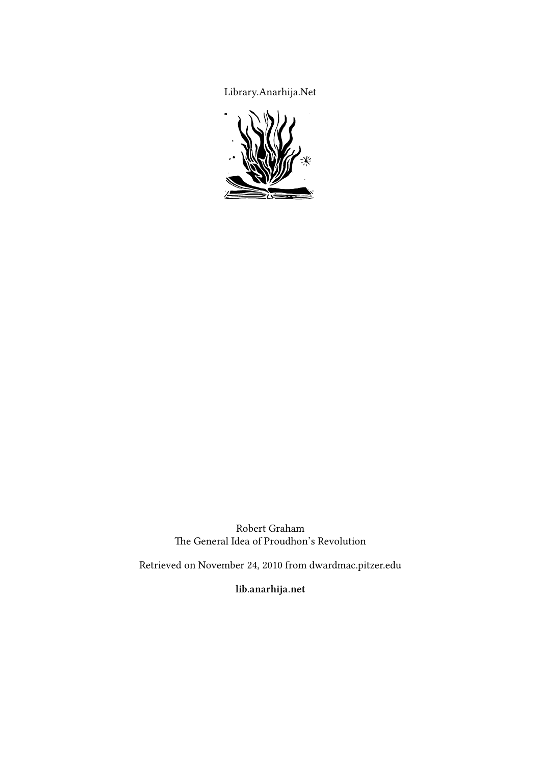Library.Anarhija.Net

Robert Graham
The General Idea of Proudhon's Revolution

Retrieved on November 24, 2010 from dwardmac.pitzer.edu

**lib.anarhija.net**